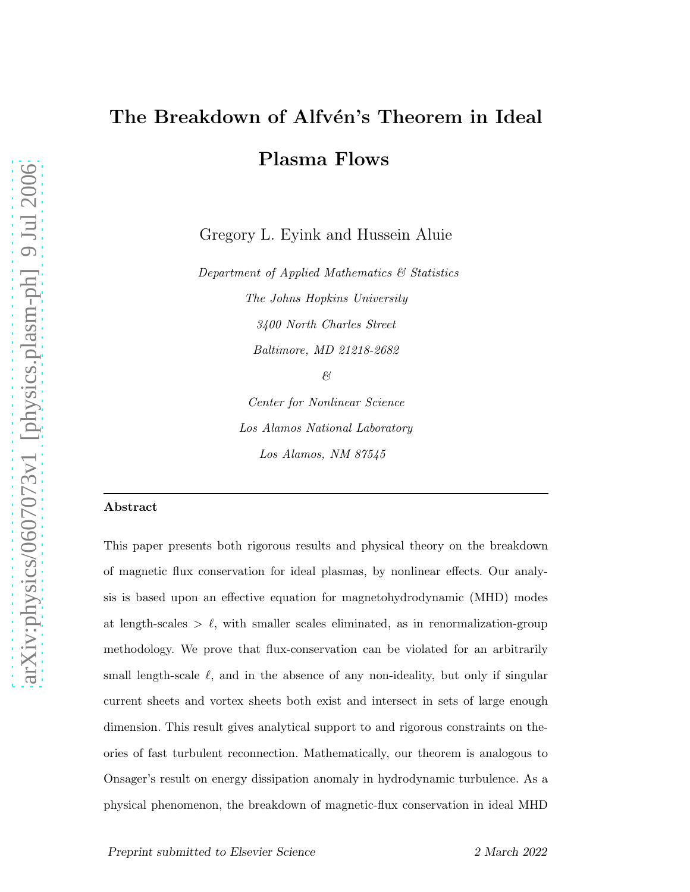# The Breakdown of Alfvén's Theorem in Ideal Plasma Flows

Gregory L. Eyink and Hussein Aluie

*Department of Applied Mathematics & Statistics*
*The Johns Hopkins University*
*3400 North Charles Street*
*Baltimore, MD 21218-2682*
*&*
*Center for Nonlinear Science*
*Los Alamos National Laboratory*
*Los Alamos, NM 87545*

---

**Abstract**

This paper presents both rigorous results and physical theory on the breakdown of magnetic flux conservation for ideal plasmas, by nonlinear effects. Our analysis is based upon an effective equation for magnetohydrodynamic (MHD) modes at length-scales $> \ell$, with smaller scales eliminated, as in renormalization-group methodology. We prove that flux-conservation can be violated for an arbitrarily small length-scale $\ell$, and in the absence of any non-ideality, but only if singular current sheets and vortex sheets both exist and intersect in sets of large enough dimension. This result gives analytical support to and rigorous constraints on theories of fast turbulent reconnection. Mathematically, our theorem is analogous to Onsager's result on energy dissipation anomaly in hydrodynamic turbulence. As a physical phenomenon, the breakdown of magnetic-flux conservation in ideal MHD

*Preprint submitted to Elsevier Science* 2 March 2022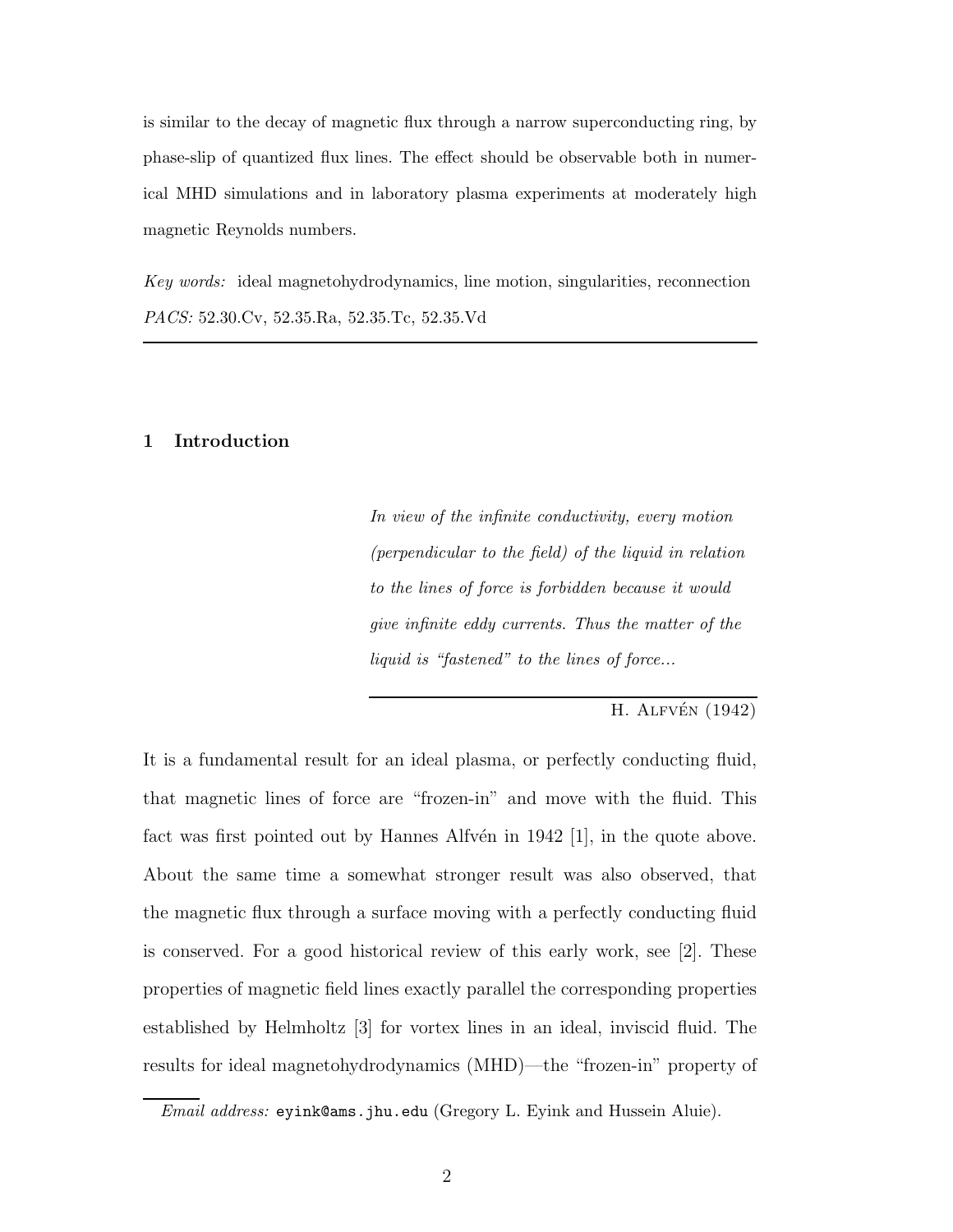is similar to the decay of magnetic flux through a narrow superconducting ring, by phase-slip of quantized flux lines. The effect should be observable both in numerical MHD simulations and in laboratory plasma experiments at moderately high magnetic Reynolds numbers.

*Key words:* ideal magnetohydrodynamics, line motion, singularities, reconnection
*PACS:* 52.30.Cv, 52.35.Ra, 52.35.Tc, 52.35.Vd

---

## 1 Introduction

> *In view of the infinite conductivity, every motion (perpendicular to the field) of the liquid in relation to the lines of force is forbidden because it would give infinite eddy currents. Thus the matter of the liquid is "fastened" to the lines of force...*
>
> H. Alfvén (1942)

It is a fundamental result for an ideal plasma, or perfectly conducting fluid, that magnetic lines of force are "frozen-in" and move with the fluid. This fact was first pointed out by Hannes Alfvén in 1942 [1], in the quote above. About the same time a somewhat stronger result was also observed, that the magnetic flux through a surface moving with a perfectly conducting fluid is conserved. For a good historical review of this early work, see [2]. These properties of magnetic field lines exactly parallel the corresponding properties established by Helmholtz [3] for vortex lines in an ideal, inviscid fluid. The results for ideal magnetohydrodynamics (MHD)—the "frozen-in" property of

*Email address:* `eyink@ams.jhu.edu` (Gregory L. Eyink and Hussein Aluie).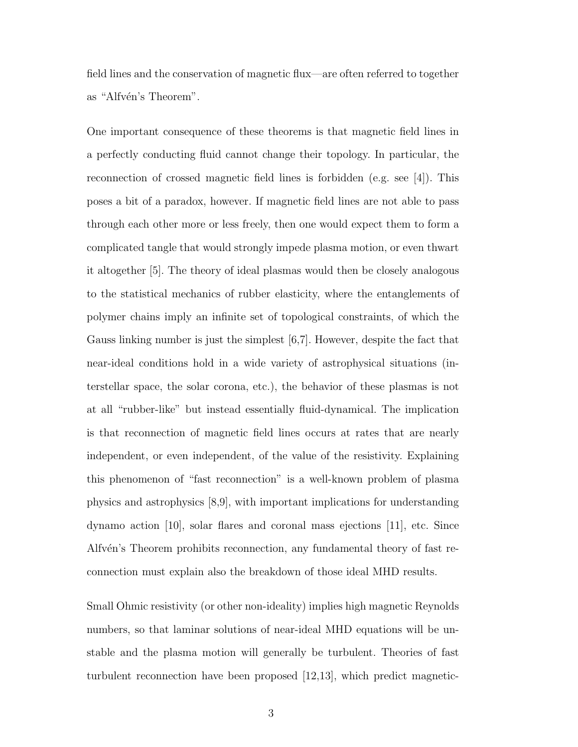field lines and the conservation of magnetic flux—are often referred to together as "Alfvén's Theorem".

One important consequence of these theorems is that magnetic field lines in a perfectly conducting fluid cannot change their topology. In particular, the reconnection of crossed magnetic field lines is forbidden (e.g. see [4]). This poses a bit of a paradox, however. If magnetic field lines are not able to pass through each other more or less freely, then one would expect them to form a complicated tangle that would strongly impede plasma motion, or even thwart it altogether [5]. The theory of ideal plasmas would then be closely analogous to the statistical mechanics of rubber elasticity, where the entanglements of polymer chains imply an infinite set of topological constraints, of which the Gauss linking number is just the simplest [6,7]. However, despite the fact that near-ideal conditions hold in a wide variety of astrophysical situations (interstellar space, the solar corona, etc.), the behavior of these plasmas is not at all "rubber-like" but instead essentially fluid-dynamical. The implication is that reconnection of magnetic field lines occurs at rates that are nearly independent, or even independent, of the value of the resistivity. Explaining this phenomenon of "fast reconnection" is a well-known problem of plasma physics and astrophysics [8,9], with important implications for understanding dynamo action [10], solar flares and coronal mass ejections [11], etc. Since Alfvén's Theorem prohibits reconnection, any fundamental theory of fast reconnection must explain also the breakdown of those ideal MHD results.

Small Ohmic resistivity (or other non-ideality) implies high magnetic Reynolds numbers, so that laminar solutions of near-ideal MHD equations will be unstable and the plasma motion will generally be turbulent. Theories of fast turbulent reconnection have been proposed [12,13], which predict magnetic-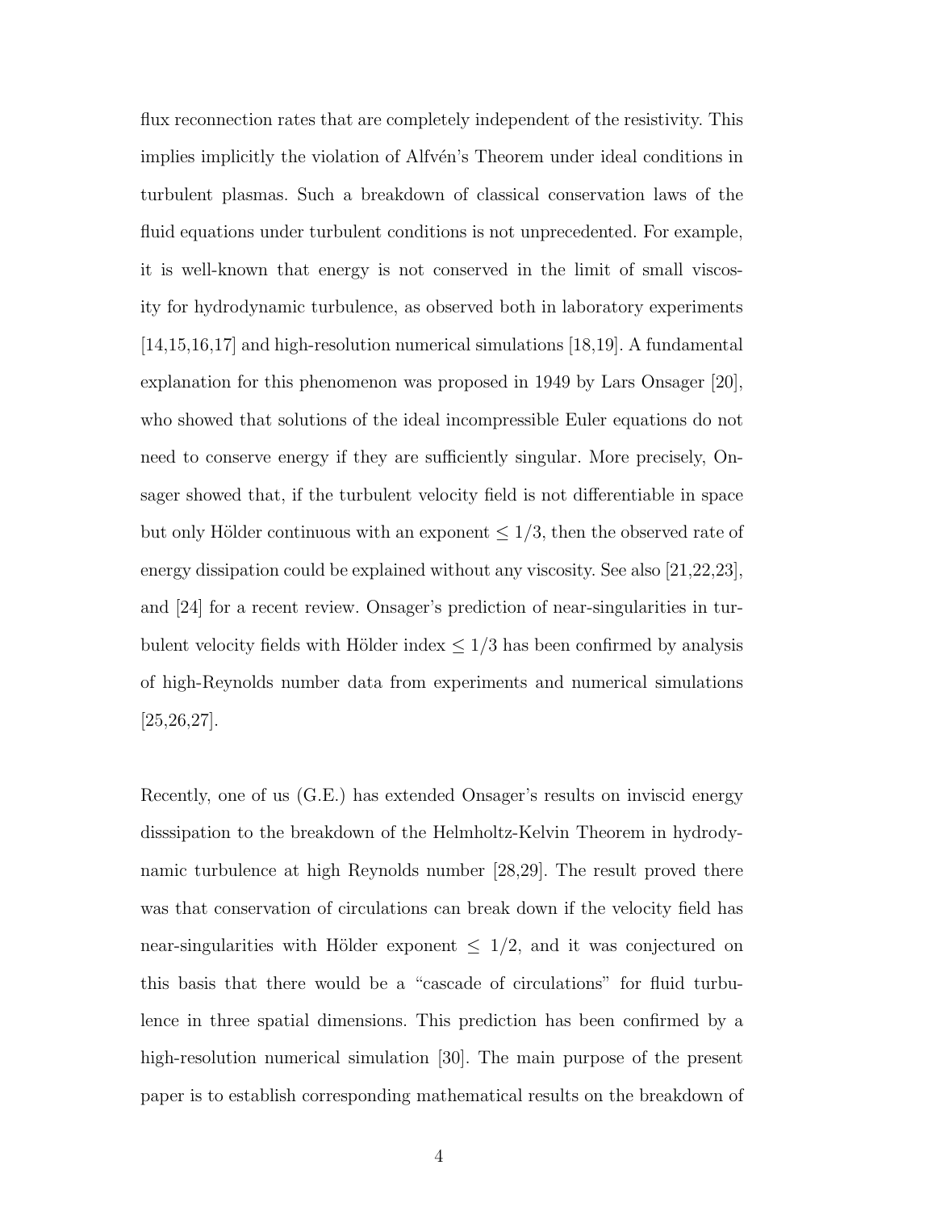flux reconnection rates that are completely independent of the resistivity. This implies implicitly the violation of Alfvén's Theorem under ideal conditions in turbulent plasmas. Such a breakdown of classical conservation laws of the fluid equations under turbulent conditions is not unprecedented. For example, it is well-known that energy is not conserved in the limit of small viscosity for hydrodynamic turbulence, as observed both in laboratory experiments [14,15,16,17] and high-resolution numerical simulations [18,19]. A fundamental explanation for this phenomenon was proposed in 1949 by Lars Onsager [20], who showed that solutions of the ideal incompressible Euler equations do not need to conserve energy if they are sufficiently singular. More precisely, Onsager showed that, if the turbulent velocity field is not differentiable in space but only Hölder continuous with an exponent $\leq 1/3$, then the observed rate of energy dissipation could be explained without any viscosity. See also [21,22,23], and [24] for a recent review. Onsager's prediction of near-singularities in turbulent velocity fields with Hölder index $\leq 1/3$ has been confirmed by analysis of high-Reynolds number data from experiments and numerical simulations [25,26,27].

Recently, one of us (G.E.) has extended Onsager's results on inviscid energy disssipation to the breakdown of the Helmholtz-Kelvin Theorem in hydrodynamic turbulence at high Reynolds number [28,29]. The result proved there was that conservation of circulations can break down if the velocity field has near-singularities with Hölder exponent $\leq 1/2$, and it was conjectured on this basis that there would be a "cascade of circulations" for fluid turbulence in three spatial dimensions. This prediction has been confirmed by a high-resolution numerical simulation [30]. The main purpose of the present paper is to establish corresponding mathematical results on the breakdown of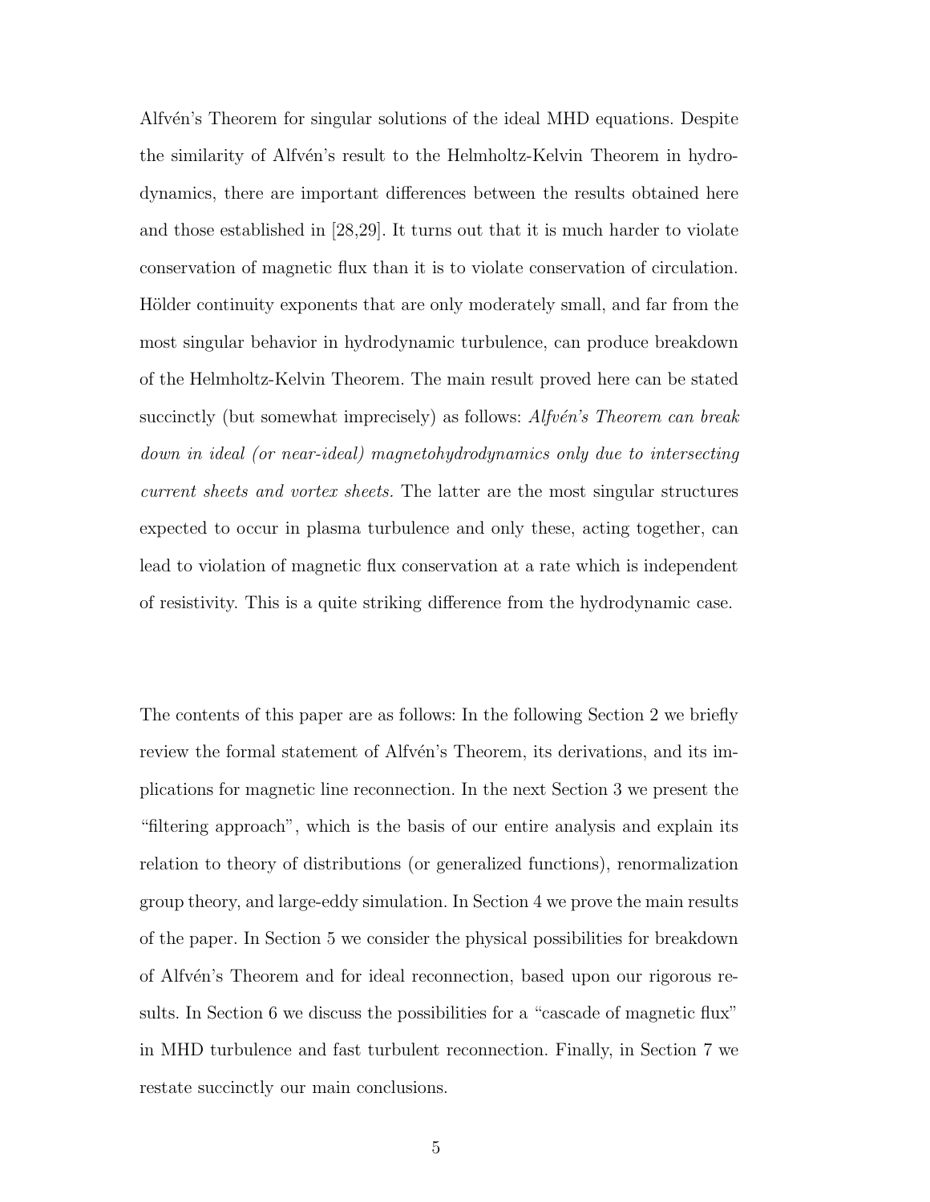Alfvén's Theorem for singular solutions of the ideal MHD equations. Despite the similarity of Alfvén's result to the Helmholtz-Kelvin Theorem in hydrodynamics, there are important differences between the results obtained here and those established in [28,29]. It turns out that it is much harder to violate conservation of magnetic flux than it is to violate conservation of circulation. Hölder continuity exponents that are only moderately small, and far from the most singular behavior in hydrodynamic turbulence, can produce breakdown of the Helmholtz-Kelvin Theorem. The main result proved here can be stated succinctly (but somewhat imprecisely) as follows: *Alfvén's Theorem can break down in ideal (or near-ideal) magnetohydrodynamics only due to intersecting current sheets and vortex sheets.* The latter are the most singular structures expected to occur in plasma turbulence and only these, acting together, can lead to violation of magnetic flux conservation at a rate which is independent of resistivity. This is a quite striking difference from the hydrodynamic case.

The contents of this paper are as follows: In the following Section 2 we briefly review the formal statement of Alfvén's Theorem, its derivations, and its implications for magnetic line reconnection. In the next Section 3 we present the "filtering approach", which is the basis of our entire analysis and explain its relation to theory of distributions (or generalized functions), renormalization group theory, and large-eddy simulation. In Section 4 we prove the main results of the paper. In Section 5 we consider the physical possibilities for breakdown of Alfvén's Theorem and for ideal reconnection, based upon our rigorous results. In Section 6 we discuss the possibilities for a "cascade of magnetic flux" in MHD turbulence and fast turbulent reconnection. Finally, in Section 7 we restate succinctly our main conclusions.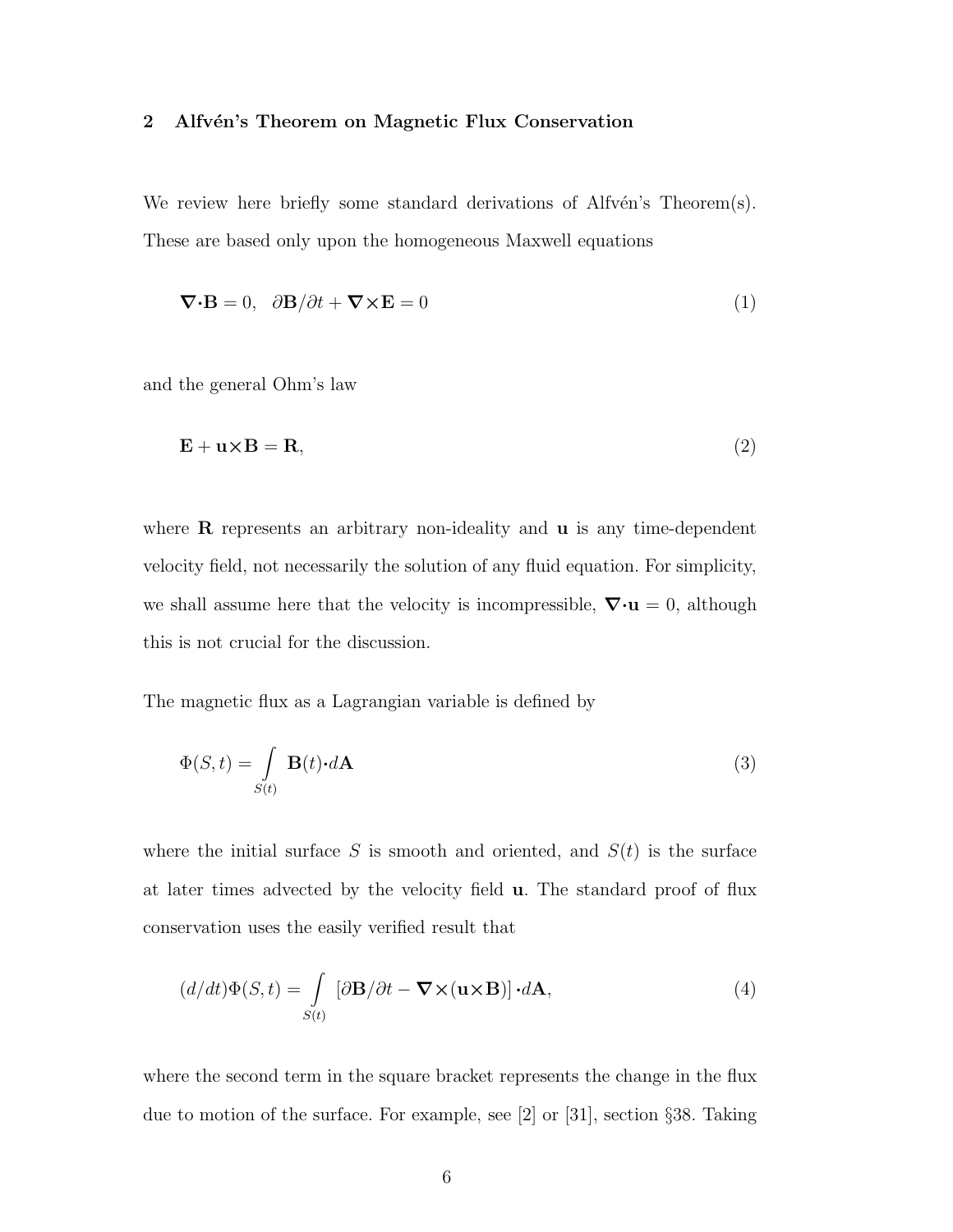## 2 Alfvén's Theorem on Magnetic Flux Conservation

We review here briefly some standard derivations of Alfvén's Theorem(s). These are based only upon the homogeneous Maxwell equations

$$\nabla \cdot \mathbf{B} = 0, \quad \partial \mathbf{B}/\partial t + \nabla \times \mathbf{E} = 0 \tag{1}$$

and the general Ohm's law

$$\mathbf{E} + \mathbf{u} \times \mathbf{B} = \mathbf{R}, \tag{2}$$

where $\mathbf{R}$ represents an arbitrary non-ideality and $\mathbf{u}$ is any time-dependent velocity field, not necessarily the solution of any fluid equation. For simplicity, we shall assume here that the velocity is incompressible, $\nabla \cdot \mathbf{u} = 0$, although this is not crucial for the discussion.

The magnetic flux as a Lagrangian variable is defined by

$$\Phi(S, t) = \int_{S(t)} \mathbf{B}(t) \cdot d\mathbf{A} \tag{3}$$

where the initial surface $S$ is smooth and oriented, and $S(t)$ is the surface at later times advected by the velocity field $\mathbf{u}$. The standard proof of flux conservation uses the easily verified result that

$$(d/dt)\Phi(S, t) = \int_{S(t)} \left[\partial \mathbf{B}/\partial t - \nabla \times (\mathbf{u} \times \mathbf{B})\right] \cdot d\mathbf{A}, \tag{4}$$

where the second term in the square bracket represents the change in the flux due to motion of the surface. For example, see [2] or [31], section §38. Taking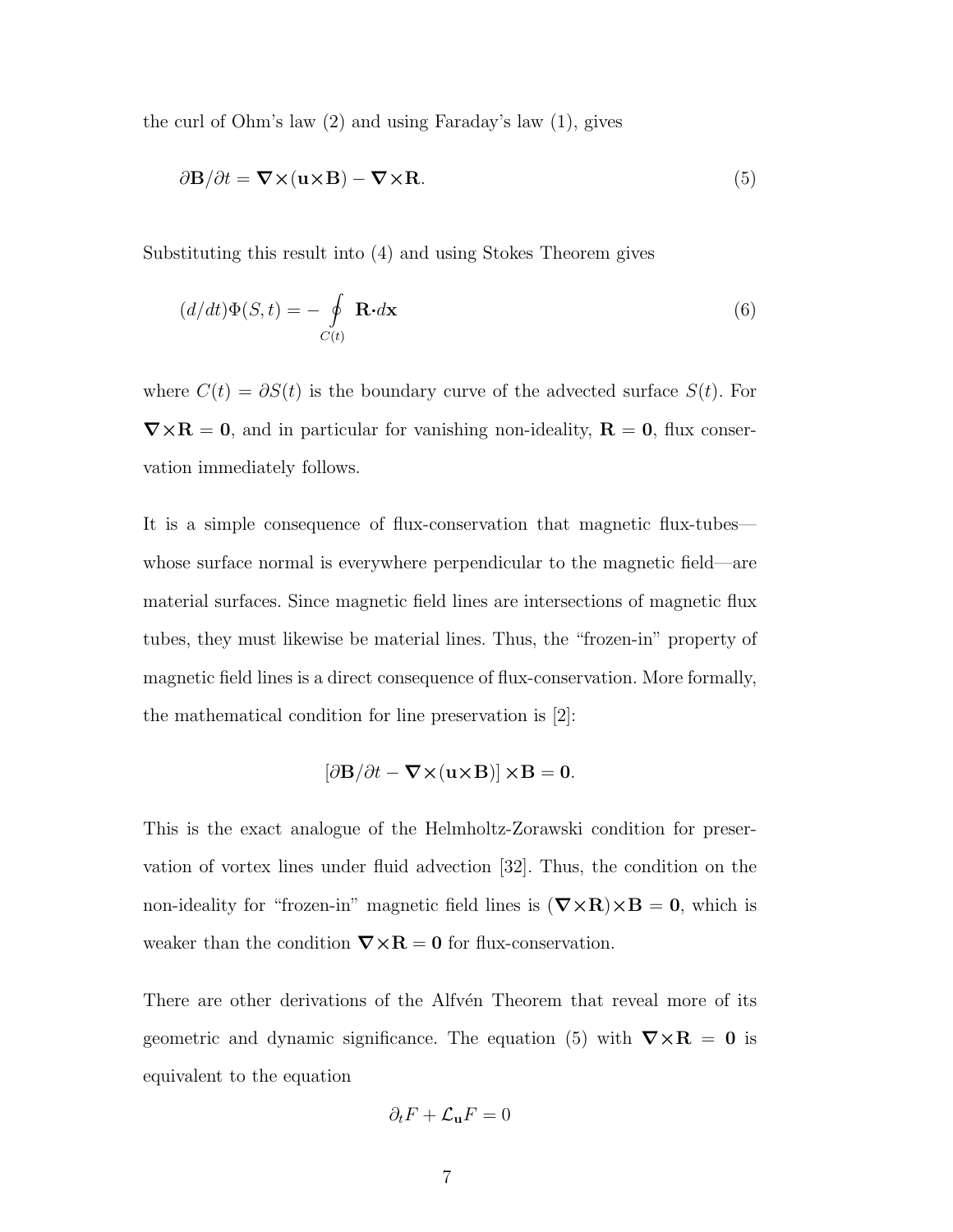the curl of Ohm's law (2) and using Faraday's law (1), gives

$$\partial \mathbf{B}/\partial t = \boldsymbol{\nabla}\times(\mathbf{u}\times\mathbf{B}) - \boldsymbol{\nabla}\times\mathbf{R}. \tag{5}$$

Substituting this result into (4) and using Stokes Theorem gives

$$(d/dt)\Phi(S,t) = -\oint_{C(t)} \mathbf{R}\boldsymbol{\cdot}d\mathbf{x} \tag{6}$$

where $C(t) = \partial S(t)$ is the boundary curve of the advected surface $S(t)$. For $\boldsymbol{\nabla}\times\mathbf{R} = \mathbf{0}$, and in particular for vanishing non-ideality, $\mathbf{R} = \mathbf{0}$, flux conservation immediately follows.

It is a simple consequence of flux-conservation that magnetic flux-tubes—whose surface normal is everywhere perpendicular to the magnetic field—are material surfaces. Since magnetic field lines are intersections of magnetic flux tubes, they must likewise be material lines. Thus, the "frozen-in" property of magnetic field lines is a direct consequence of flux-conservation. More formally, the mathematical condition for line preservation is [2]:

$$[\partial \mathbf{B}/\partial t - \boldsymbol{\nabla}\times(\mathbf{u}\times\mathbf{B})]\times\mathbf{B} = \mathbf{0}.$$

This is the exact analogue of the Helmholtz-Zorawski condition for preservation of vortex lines under fluid advection [32]. Thus, the condition on the non-ideality for "frozen-in" magnetic field lines is $(\boldsymbol{\nabla}\times\mathbf{R})\times\mathbf{B} = \mathbf{0}$, which is weaker than the condition $\boldsymbol{\nabla}\times\mathbf{R} = \mathbf{0}$ for flux-conservation.

There are other derivations of the Alfvén Theorem that reveal more of its geometric and dynamic significance. The equation (5) with $\boldsymbol{\nabla}\times\mathbf{R} = \mathbf{0}$ is equivalent to the equation

$$\partial_t F + \mathcal{L}_{\mathbf{u}} F = 0$$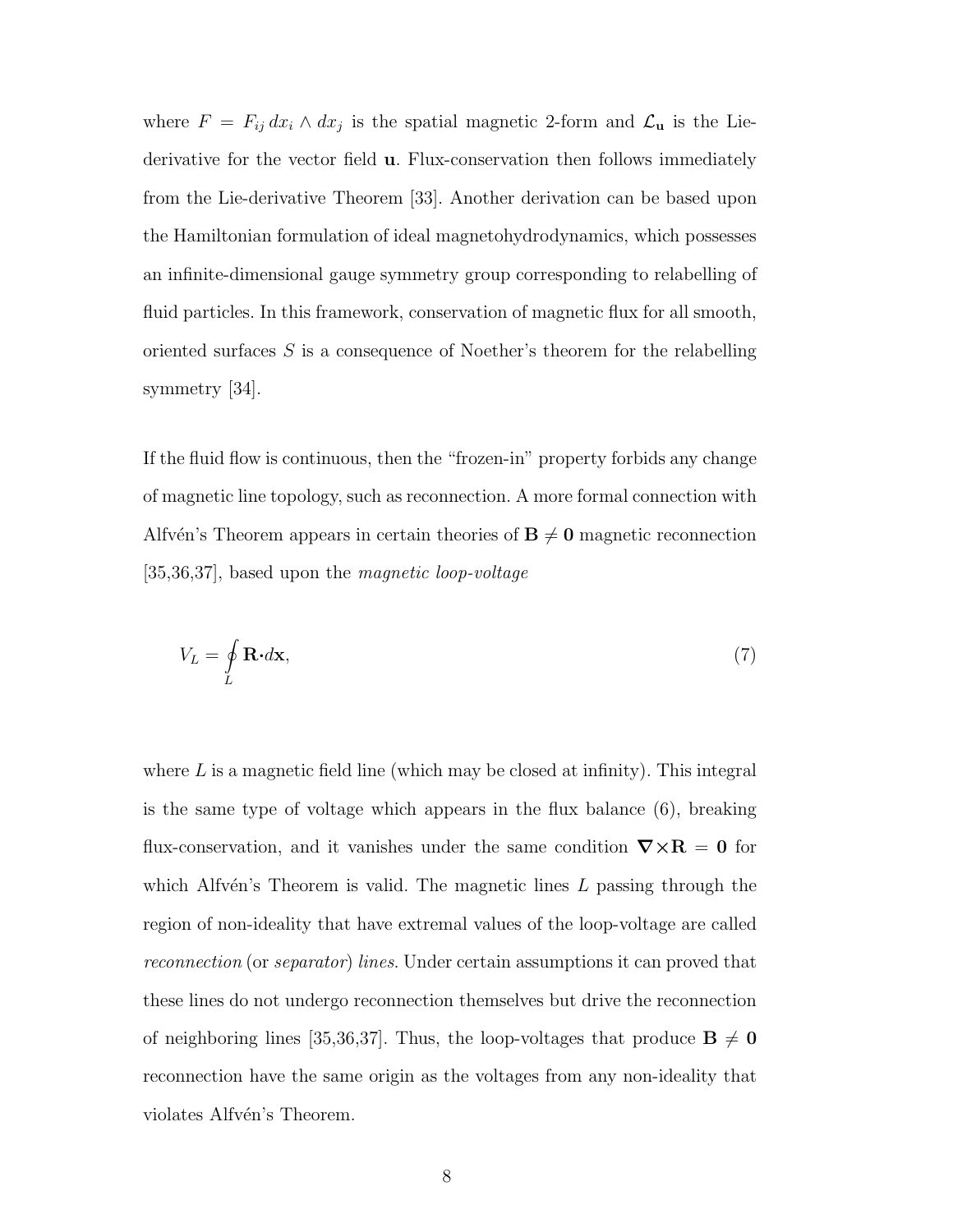where $F = F_{ij}\, dx_i \wedge dx_j$ is the spatial magnetic 2-form and $\mathcal{L}_{\mathbf{u}}$ is the Lie-derivative for the vector field $\mathbf{u}$. Flux-conservation then follows immediately from the Lie-derivative Theorem [33]. Another derivation can be based upon the Hamiltonian formulation of ideal magnetohydrodynamics, which possesses an infinite-dimensional gauge symmetry group corresponding to relabelling of fluid particles. In this framework, conservation of magnetic flux for all smooth, oriented surfaces $S$ is a consequence of Noether's theorem for the relabelling symmetry [34].

If the fluid flow is continuous, then the "frozen-in" property forbids any change of magnetic line topology, such as reconnection. A more formal connection with Alfvén's Theorem appears in certain theories of $\mathbf{B} \neq \mathbf{0}$ magnetic reconnection [35,36,37], based upon the *magnetic loop-voltage*

$$V_L = \oint_L \mathbf{R}\boldsymbol{\cdot} d\mathbf{x}, \tag{7}$$

where $L$ is a magnetic field line (which may be closed at infinity). This integral is the same type of voltage which appears in the flux balance (6), breaking flux-conservation, and it vanishes under the same condition $\boldsymbol{\nabla}\boldsymbol{\times}\mathbf{R} = \mathbf{0}$ for which Alfvén's Theorem is valid. The magnetic lines $L$ passing through the region of non-ideality that have extremal values of the loop-voltage are called *reconnection* (or *separator*) *lines*. Under certain assumptions it can proved that these lines do not undergo reconnection themselves but drive the reconnection of neighboring lines [35,36,37]. Thus, the loop-voltages that produce $\mathbf{B} \neq \mathbf{0}$ reconnection have the same origin as the voltages from any non-ideality that violates Alfvén's Theorem.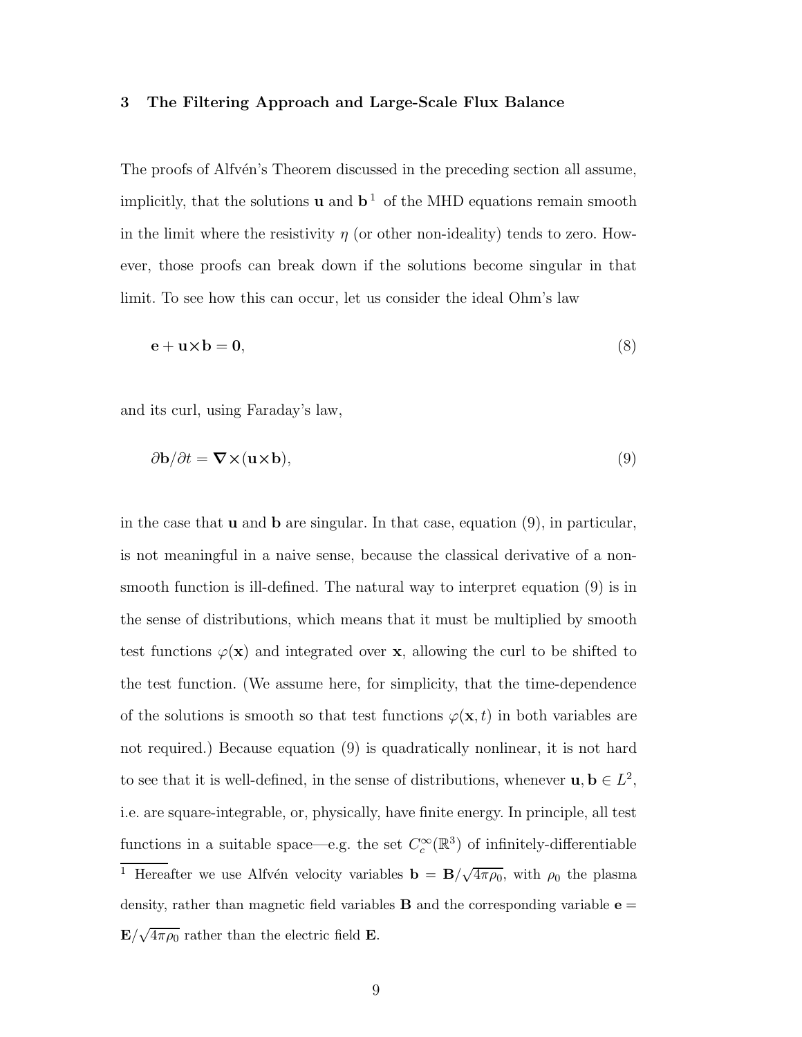## 3 The Filtering Approach and Large-Scale Flux Balance

The proofs of Alfvén's Theorem discussed in the preceding section all assume, implicitly, that the solutions $\mathbf{u}$ and $\mathbf{b}$ [1] of the MHD equations remain smooth in the limit where the resistivity $\eta$ (or other non-ideality) tends to zero. However, those proofs can break down if the solutions become singular in that limit. To see how this can occur, let us consider the ideal Ohm's law

$$\mathbf{e} + \mathbf{u}\times\mathbf{b} = \mathbf{0}, \tag{8}$$

and its curl, using Faraday's law,

$$\partial\mathbf{b}/\partial t = \nabla\times(\mathbf{u}\times\mathbf{b}), \tag{9}$$

in the case that $\mathbf{u}$ and $\mathbf{b}$ are singular. In that case, equation (9), in particular, is not meaningful in a naive sense, because the classical derivative of a non-smooth function is ill-defined. The natural way to interpret equation (9) is in the sense of distributions, which means that it must be multiplied by smooth test functions $\varphi(\mathbf{x})$ and integrated over $\mathbf{x}$, allowing the curl to be shifted to the test function. (We assume here, for simplicity, that the time-dependence of the solutions is smooth so that test functions $\varphi(\mathbf{x}, t)$ in both variables are not required.) Because equation (9) is quadratically nonlinear, it is not hard to see that it is well-defined, in the sense of distributions, whenever $\mathbf{u}, \mathbf{b} \in L^2$, i.e. are square-integrable, or, physically, have finite energy. In principle, all test functions in a suitable space—e.g. the set $C_c^\infty(\mathbb{R}^3)$ of infinitely-differentiable

[1] Hereafter we use Alfvén velocity variables $\mathbf{b} = \mathbf{B}/\sqrt{4\pi\rho_0}$, with $\rho_0$ the plasma density, rather than magnetic field variables $\mathbf{B}$ and the corresponding variable $\mathbf{e} = \mathbf{E}/\sqrt{4\pi\rho_0}$ rather than the electric field $\mathbf{E}$.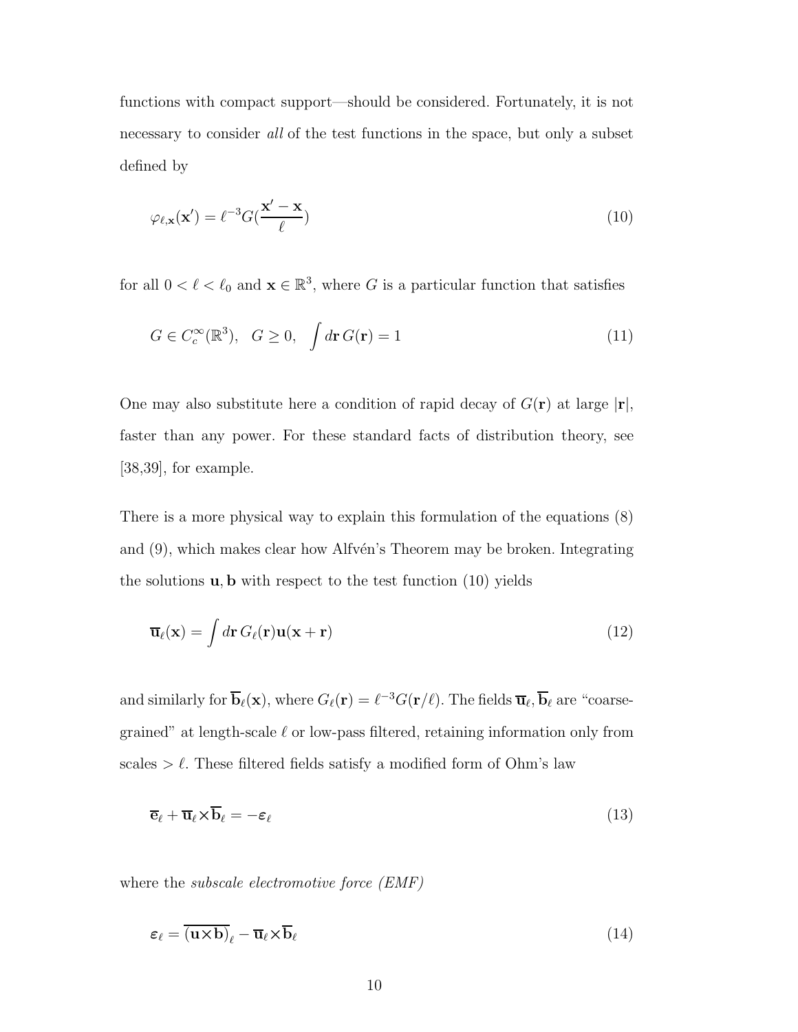functions with compact support—should be considered. Fortunately, it is not necessary to consider *all* of the test functions in the space, but only a subset defined by

$$\varphi_{\ell,\mathbf{x}}(\mathbf{x}') = \ell^{-3} G(\frac{\mathbf{x}' - \mathbf{x}}{\ell}) \tag{10}$$

for all $0 < \ell < \ell_0$ and $\mathbf{x} \in \mathbb{R}^3$, where $G$ is a particular function that satisfies

$$G \in C_c^\infty(\mathbb{R}^3), \quad G \geq 0, \quad \int d\mathbf{r}\, G(\mathbf{r}) = 1 \tag{11}$$

One may also substitute here a condition of rapid decay of $G(\mathbf{r})$ at large $|\mathbf{r}|$, faster than any power. For these standard facts of distribution theory, see [38,39], for example.

There is a more physical way to explain this formulation of the equations (8) and (9), which makes clear how Alfvén's Theorem may be broken. Integrating the solutions $\mathbf{u}, \mathbf{b}$ with respect to the test function (10) yields

$$\overline{\mathbf{u}}_\ell(\mathbf{x}) = \int d\mathbf{r}\, G_\ell(\mathbf{r}) \mathbf{u}(\mathbf{x} + \mathbf{r}) \tag{12}$$

and similarly for $\overline{\mathbf{b}}_\ell(\mathbf{x})$, where $G_\ell(\mathbf{r}) = \ell^{-3} G(\mathbf{r}/\ell)$. The fields $\overline{\mathbf{u}}_\ell, \overline{\mathbf{b}}_\ell$ are "coarse-grained" at length-scale $\ell$ or low-pass filtered, retaining information only from scales $> \ell$. These filtered fields satisfy a modified form of Ohm's law

$$\overline{\mathbf{e}}_\ell + \overline{\mathbf{u}}_\ell \times \overline{\mathbf{b}}_\ell = -\boldsymbol{\varepsilon}_\ell \tag{13}$$

where the *subscale electromotive force (EMF)*

$$\boldsymbol{\varepsilon}_\ell = \overline{(\mathbf{u} \times \mathbf{b})}_\ell - \overline{\mathbf{u}}_\ell \times \overline{\mathbf{b}}_\ell \tag{14}$$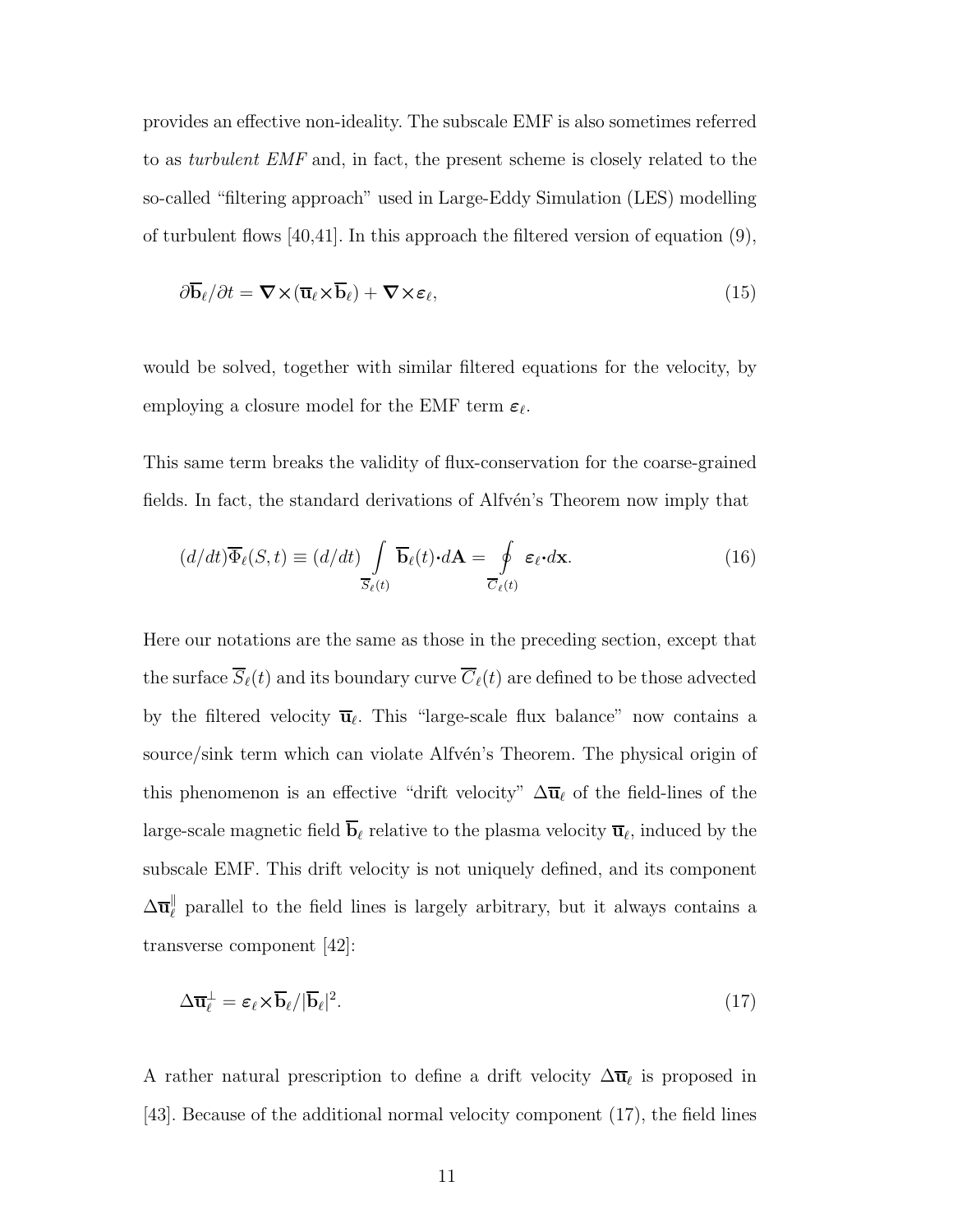provides an effective non-ideality. The subscale EMF is also sometimes referred to as *turbulent EMF* and, in fact, the present scheme is closely related to the so-called "filtering approach" used in Large-Eddy Simulation (LES) modelling of turbulent flows [40,41]. In this approach the filtered version of equation (9),

$$\partial\overline{\mathbf{b}}_\ell/\partial t = \boldsymbol{\nabla}\times(\overline{\mathbf{u}}_\ell\times\overline{\mathbf{b}}_\ell) + \boldsymbol{\nabla}\times\boldsymbol{\varepsilon}_\ell, \tag{15}$$

would be solved, together with similar filtered equations for the velocity, by employing a closure model for the EMF term $\boldsymbol{\varepsilon}_\ell$.

This same term breaks the validity of flux-conservation for the coarse-grained fields. In fact, the standard derivations of Alfvén's Theorem now imply that

$$(d/dt)\overline{\Phi}_\ell(S,t) \equiv (d/dt)\int_{\overline{S}_\ell(t)} \overline{\mathbf{b}}_\ell(t)\boldsymbol{\cdot}d\mathbf{A} = \oint_{\overline{C}_\ell(t)} \boldsymbol{\varepsilon}_\ell\boldsymbol{\cdot}d\mathbf{x}. \tag{16}$$

Here our notations are the same as those in the preceding section, except that the surface $\overline{S}_\ell(t)$ and its boundary curve $\overline{C}_\ell(t)$ are defined to be those advected by the filtered velocity $\overline{\mathbf{u}}_\ell$. This "large-scale flux balance" now contains a source/sink term which can violate Alfvén's Theorem. The physical origin of this phenomenon is an effective "drift velocity" $\Delta\overline{\mathbf{u}}_\ell$ of the field-lines of the large-scale magnetic field $\overline{\mathbf{b}}_\ell$ relative to the plasma velocity $\overline{\mathbf{u}}_\ell$, induced by the subscale EMF. This drift velocity is not uniquely defined, and its component $\Delta\overline{\mathbf{u}}_\ell^\|$ parallel to the field lines is largely arbitrary, but it always contains a transverse component [42]:

$$\Delta\overline{\mathbf{u}}_\ell^\perp = \boldsymbol{\varepsilon}_\ell\times\overline{\mathbf{b}}_\ell/|\overline{\mathbf{b}}_\ell|^2. \tag{17}$$

A rather natural prescription to define a drift velocity $\Delta\overline{\mathbf{u}}_\ell$ is proposed in [43]. Because of the additional normal velocity component (17), the field lines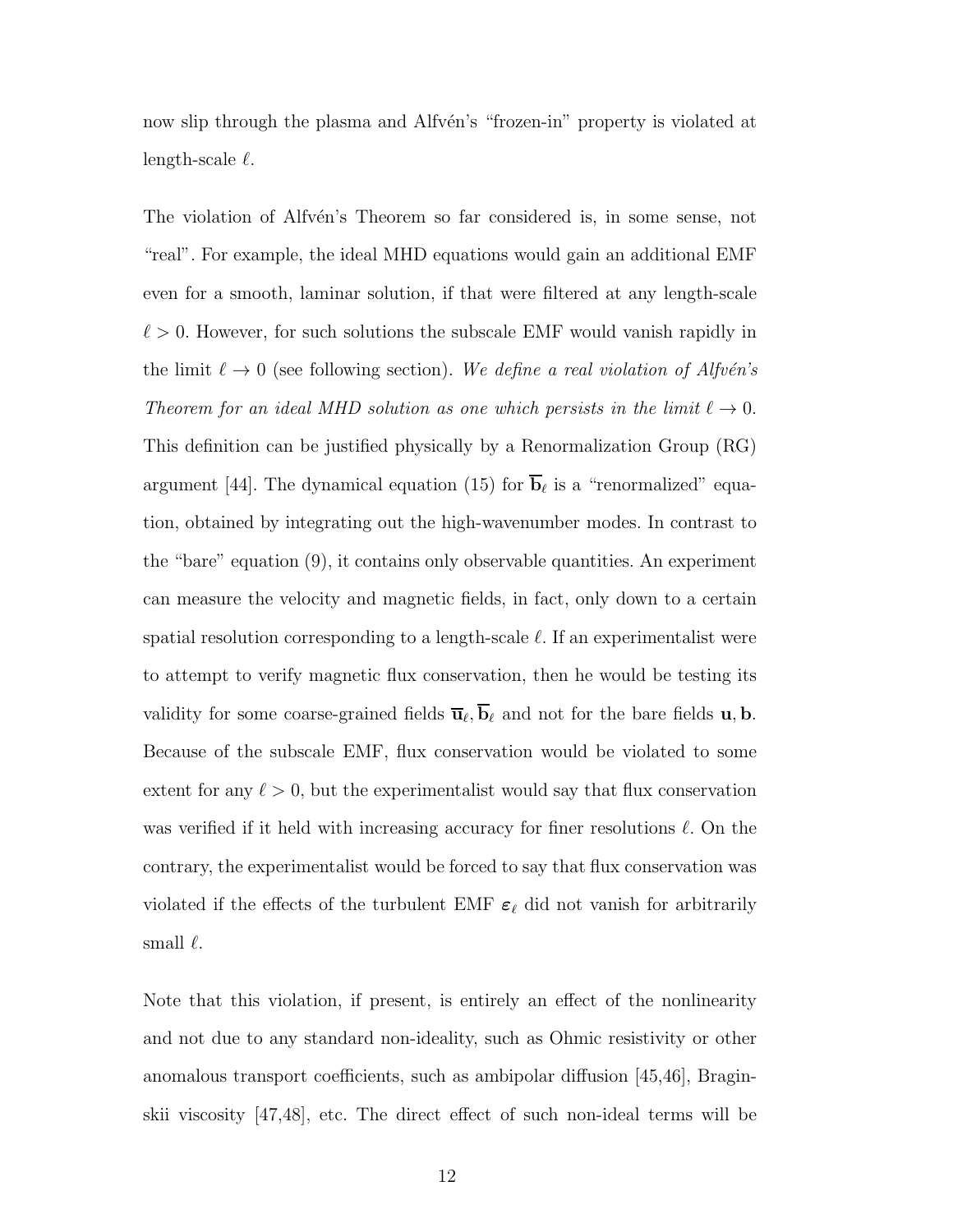now slip through the plasma and Alfvén's "frozen-in" property is violated at length-scale $\ell$.

The violation of Alfvén's Theorem so far considered is, in some sense, not "real". For example, the ideal MHD equations would gain an additional EMF even for a smooth, laminar solution, if that were filtered at any length-scale $\ell > 0$. However, for such solutions the subscale EMF would vanish rapidly in the limit $\ell \to 0$ (see following section). *We define a real violation of Alfvén's Theorem for an ideal MHD solution as one which persists in the limit $\ell \to 0$.* This definition can be justified physically by a Renormalization Group (RG) argument [44]. The dynamical equation (15) for $\overline{\mathbf{b}}_\ell$ is a "renormalized" equation, obtained by integrating out the high-wavenumber modes. In contrast to the "bare" equation (9), it contains only observable quantities. An experiment can measure the velocity and magnetic fields, in fact, only down to a certain spatial resolution corresponding to a length-scale $\ell$. If an experimentalist were to attempt to verify magnetic flux conservation, then he would be testing its validity for some coarse-grained fields $\overline{\mathbf{u}}_\ell, \overline{\mathbf{b}}_\ell$ and not for the bare fields $\mathbf{u}, \mathbf{b}$. Because of the subscale EMF, flux conservation would be violated to some extent for any $\ell > 0$, but the experimentalist would say that flux conservation was verified if it held with increasing accuracy for finer resolutions $\ell$. On the contrary, the experimentalist would be forced to say that flux conservation was violated if the effects of the turbulent EMF $\boldsymbol{\varepsilon}_\ell$ did not vanish for arbitrarily small $\ell$.

Note that this violation, if present, is entirely an effect of the nonlinearity and not due to any standard non-ideality, such as Ohmic resistivity or other anomalous transport coefficients, such as ambipolar diffusion [45,46], Braginskii viscosity [47,48], etc. The direct effect of such non-ideal terms will be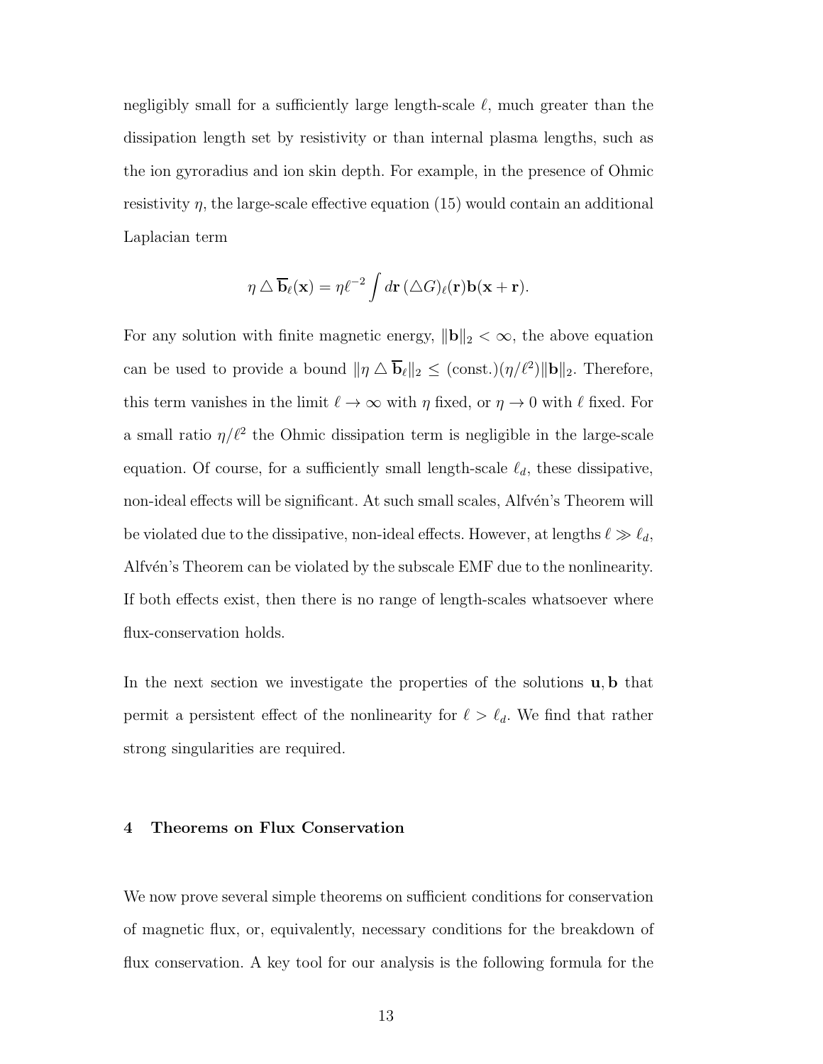negligibly small for a sufficiently large length-scale $\ell$, much greater than the dissipation length set by resistivity or than internal plasma lengths, such as the ion gyroradius and ion skin depth. For example, in the presence of Ohmic resistivity $\eta$, the large-scale effective equation (15) would contain an additional Laplacian term

$$\eta \triangle \overline{\mathbf{b}}_\ell(\mathbf{x}) = \eta\ell^{-2} \int d\mathbf{r}\, (\triangle G)_\ell(\mathbf{r})\mathbf{b}(\mathbf{x}+\mathbf{r}).$$

For any solution with finite magnetic energy, $\|\mathbf{b}\|_2 < \infty$, the above equation can be used to provide a bound $\|\eta \triangle \overline{\mathbf{b}}_\ell\|_2 \leq (\text{const.})(\eta/\ell^2)\|\mathbf{b}\|_2$. Therefore, this term vanishes in the limit $\ell \to \infty$ with $\eta$ fixed, or $\eta \to 0$ with $\ell$ fixed. For a small ratio $\eta/\ell^2$ the Ohmic dissipation term is negligible in the large-scale equation. Of course, for a sufficiently small length-scale $\ell_d$, these dissipative, non-ideal effects will be significant. At such small scales, Alfvén's Theorem will be violated due to the dissipative, non-ideal effects. However, at lengths $\ell \gg \ell_d$, Alfvén's Theorem can be violated by the subscale EMF due to the nonlinearity. If both effects exist, then there is no range of length-scales whatsoever where flux-conservation holds.

In the next section we investigate the properties of the solutions $\mathbf{u}, \mathbf{b}$ that permit a persistent effect of the nonlinearity for $\ell > \ell_d$. We find that rather strong singularities are required.

## 4 Theorems on Flux Conservation

We now prove several simple theorems on sufficient conditions for conservation of magnetic flux, or, equivalently, necessary conditions for the breakdown of flux conservation. A key tool for our analysis is the following formula for the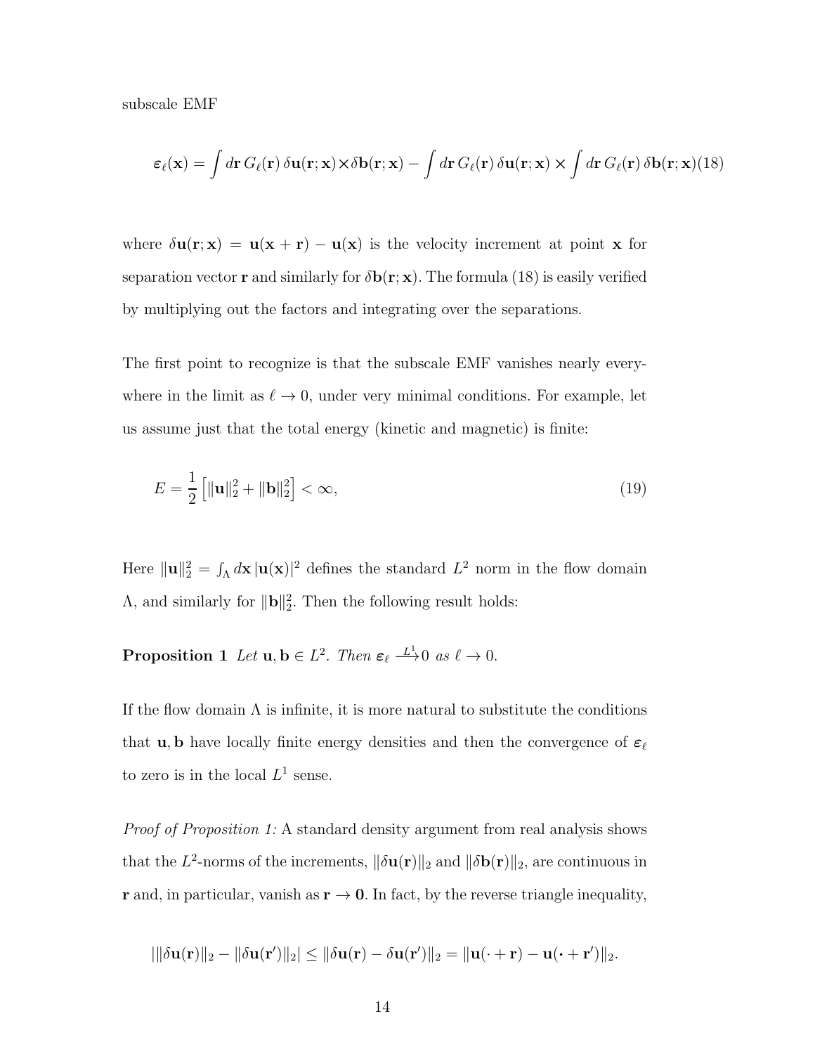subscale EMF

$$\boldsymbol{\varepsilon}_\ell(\mathbf{x}) = \int d\mathbf{r}\, G_\ell(\mathbf{r})\, \delta\mathbf{u}(\mathbf{r};\mathbf{x}) \times \delta\mathbf{b}(\mathbf{r};\mathbf{x}) - \int d\mathbf{r}\, G_\ell(\mathbf{r})\, \delta\mathbf{u}(\mathbf{r};\mathbf{x}) \times \int d\mathbf{r}\, G_\ell(\mathbf{r})\, \delta\mathbf{b}(\mathbf{r};\mathbf{x}) \tag{18}$$

where $\delta\mathbf{u}(\mathbf{r};\mathbf{x}) = \mathbf{u}(\mathbf{x}+\mathbf{r}) - \mathbf{u}(\mathbf{x})$ is the velocity increment at point $\mathbf{x}$ for separation vector $\mathbf{r}$ and similarly for $\delta\mathbf{b}(\mathbf{r};\mathbf{x})$. The formula (18) is easily verified by multiplying out the factors and integrating over the separations.

The first point to recognize is that the subscale EMF vanishes nearly everywhere in the limit as $\ell \to 0$, under very minimal conditions. For example, let us assume just that the total energy (kinetic and magnetic) is finite:

$$E = \frac{1}{2}\left[\|\mathbf{u}\|_2^2 + \|\mathbf{b}\|_2^2\right] < \infty, \tag{19}$$

Here $\|\mathbf{u}\|_2^2 = \int_\Lambda d\mathbf{x}\, |\mathbf{u}(\mathbf{x})|^2$ defines the standard $L^2$ norm in the flow domain $\Lambda$, and similarly for $\|\mathbf{b}\|_2^2$. Then the following result holds:

**Proposition 1** *Let* $\mathbf{u}, \mathbf{b} \in L^2$. *Then* $\boldsymbol{\varepsilon}_\ell \xrightarrow{L^1} 0$ *as* $\ell \to 0$.

If the flow domain $\Lambda$ is infinite, it is more natural to substitute the conditions that $\mathbf{u}, \mathbf{b}$ have locally finite energy densities and then the convergence of $\boldsymbol{\varepsilon}_\ell$ to zero is in the local $L^1$ sense.

*Proof of Proposition 1:* A standard density argument from real analysis shows that the $L^2$-norms of the increments, $\|\delta\mathbf{u}(\mathbf{r})\|_2$ and $\|\delta\mathbf{b}(\mathbf{r})\|_2$, are continuous in $\mathbf{r}$ and, in particular, vanish as $\mathbf{r} \to \mathbf{0}$. In fact, by the reverse triangle inequality,

$$|\|\delta\mathbf{u}(\mathbf{r})\|_2 - \|\delta\mathbf{u}(\mathbf{r}')\|_2| \leq \|\delta\mathbf{u}(\mathbf{r}) - \delta\mathbf{u}(\mathbf{r}')\|_2 = \|\mathbf{u}(\cdot+\mathbf{r}) - \mathbf{u}(\cdot+\mathbf{r}')\|_2.$$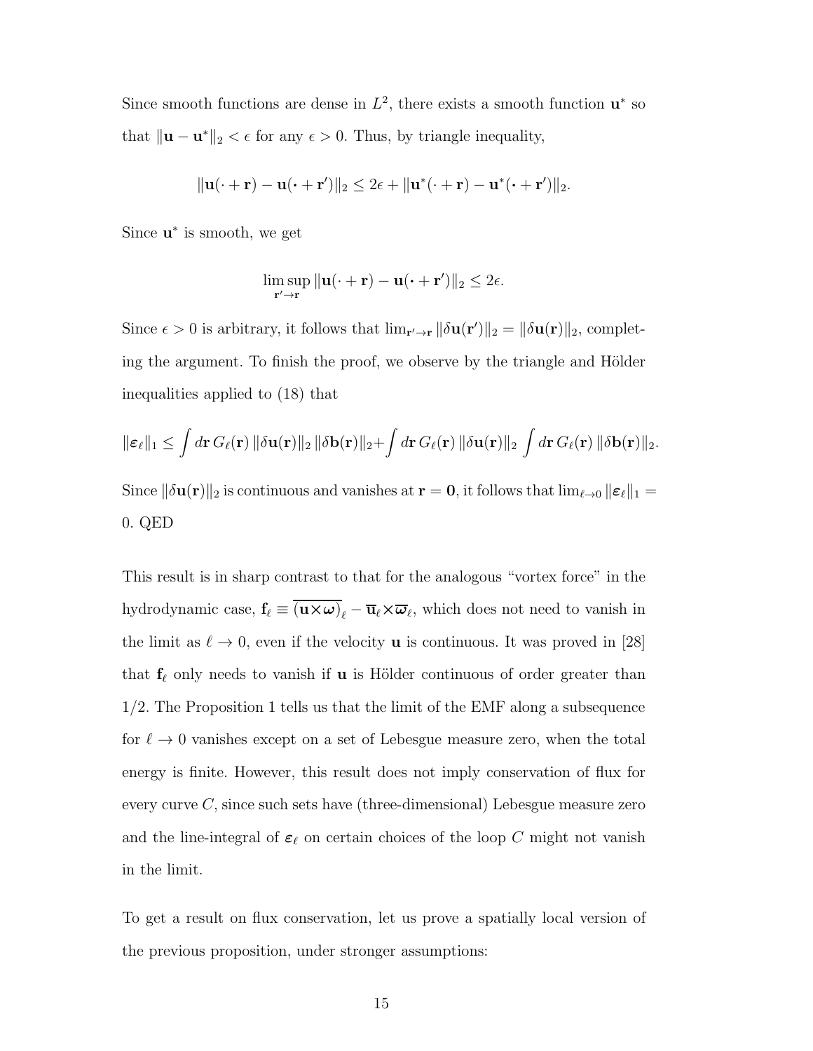Since smooth functions are dense in $L^2$, there exists a smooth function $\mathbf{u}^*$ so that $\|\mathbf{u} - \mathbf{u}^*\|_2 < \epsilon$ for any $\epsilon > 0$. Thus, by triangle inequality,

$$\|\mathbf{u}(\cdot + \mathbf{r}) - \mathbf{u}(\cdot + \mathbf{r}')\|_2 \leq 2\epsilon + \|\mathbf{u}^*(\cdot + \mathbf{r}) - \mathbf{u}^*(\cdot + \mathbf{r}')\|_2.$$

Since $\mathbf{u}^*$ is smooth, we get

$$\limsup_{\mathbf{r}' \to \mathbf{r}} \|\mathbf{u}(\cdot + \mathbf{r}) - \mathbf{u}(\cdot + \mathbf{r}')\|_2 \leq 2\epsilon.$$

Since $\epsilon > 0$ is arbitrary, it follows that $\lim_{\mathbf{r}' \to \mathbf{r}} \|\delta\mathbf{u}(\mathbf{r}')\|_2 = \|\delta\mathbf{u}(\mathbf{r})\|_2$, completing the argument. To finish the proof, we observe by the triangle and Hölder inequalities applied to (18) that

$$\|\boldsymbol{\varepsilon}_\ell\|_1 \leq \int d\mathbf{r}\, G_\ell(\mathbf{r})\, \|\delta\mathbf{u}(\mathbf{r})\|_2\, \|\delta\mathbf{b}(\mathbf{r})\|_2 + \int d\mathbf{r}\, G_\ell(\mathbf{r})\, \|\delta\mathbf{u}(\mathbf{r})\|_2 \int d\mathbf{r}\, G_\ell(\mathbf{r})\, \|\delta\mathbf{b}(\mathbf{r})\|_2.$$

Since $\|\delta\mathbf{u}(\mathbf{r})\|_2$ is continuous and vanishes at $\mathbf{r} = \mathbf{0}$, it follows that $\lim_{\ell \to 0} \|\boldsymbol{\varepsilon}_\ell\|_1 = 0$. QED

This result is in sharp contrast to that for the analogous "vortex force" in the hydrodynamic case, $\mathbf{f}_\ell \equiv \overline{(\mathbf{u} \times \boldsymbol{\omega})}_\ell - \overline{\mathbf{u}}_\ell \times \overline{\boldsymbol{\varpi}}_\ell$, which does not need to vanish in the limit as $\ell \to 0$, even if the velocity $\mathbf{u}$ is continuous. It was proved in [28] that $\mathbf{f}_\ell$ only needs to vanish if $\mathbf{u}$ is Hölder continuous of order greater than $1/2$. The Proposition 1 tells us that the limit of the EMF along a subsequence for $\ell \to 0$ vanishes except on a set of Lebesgue measure zero, when the total energy is finite. However, this result does not imply conservation of flux for every curve $C$, since such sets have (three-dimensional) Lebesgue measure zero and the line-integral of $\boldsymbol{\varepsilon}_\ell$ on certain choices of the loop $C$ might not vanish in the limit.

To get a result on flux conservation, let us prove a spatially local version of the previous proposition, under stronger assumptions: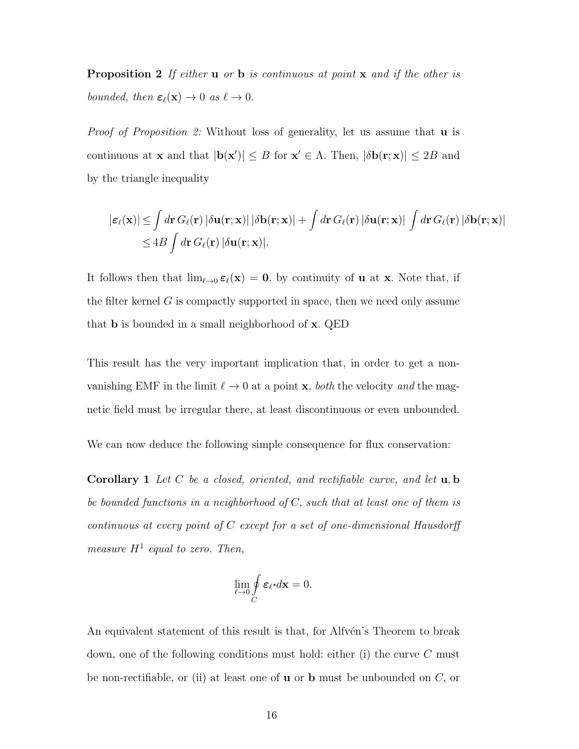**Proposition 2** *If either* $\mathbf{u}$ *or* $\mathbf{b}$ *is continuous at point* $\mathbf{x}$ *and if the other is bounded, then* $\boldsymbol{\varepsilon}_\ell(\mathbf{x}) \to 0$ *as* $\ell \to 0$.

*Proof of Proposition 2:* Without loss of generality, let us assume that $\mathbf{u}$ is continuous at $\mathbf{x}$ and that $|\mathbf{b}(\mathbf{x}')| \leq B$ for $\mathbf{x}' \in \Lambda$. Then, $|\delta\mathbf{b}(\mathbf{r};\mathbf{x})| \leq 2B$ and by the triangle inequality

$$
\begin{aligned}
|\boldsymbol{\varepsilon}_\ell(\mathbf{x})| &\leq \int d\mathbf{r}\, G_\ell(\mathbf{r})\, |\delta\mathbf{u}(\mathbf{r};\mathbf{x})|\, |\delta\mathbf{b}(\mathbf{r};\mathbf{x})| + \int d\mathbf{r}\, G_\ell(\mathbf{r})\, |\delta\mathbf{u}(\mathbf{r};\mathbf{x})| \int d\mathbf{r}\, G_\ell(\mathbf{r})\, |\delta\mathbf{b}(\mathbf{r};\mathbf{x})| \\
&\leq 4B \int d\mathbf{r}\, G_\ell(\mathbf{r})\, |\delta\mathbf{u}(\mathbf{r};\mathbf{x})|.
\end{aligned}
$$

It follows then that $\lim_{\ell\to 0} \boldsymbol{\varepsilon}_\ell(\mathbf{x}) = \mathbf{0}$, by continuity of $\mathbf{u}$ at $\mathbf{x}$. Note that, if the filter kernel $G$ is compactly supported in space, then we need only assume that $\mathbf{b}$ is bounded in a small neighborhood of $\mathbf{x}$. QED

This result has the very important implication that, in order to get a non-vanishing EMF in the limit $\ell \to 0$ at a point $\mathbf{x}$, *both* the velocity *and* the magnetic field must be irregular there, at least discontinuous or even unbounded.

We can now deduce the following simple consequence for flux conservation:

**Corollary 1** *Let* $C$ *be a closed, oriented, and rectifiable curve, and let* $\mathbf{u}, \mathbf{b}$ *be bounded functions in a neighborhood of* $C$*, such that at least one of them is continuous at every point of* $C$ *except for a set of one-dimensional Hausdorff measure* $H^1$ *equal to zero. Then,*

$$
\lim_{\ell\to 0} \oint_C \boldsymbol{\varepsilon}_\ell \boldsymbol{\cdot} d\mathbf{x} = 0.
$$

An equivalent statement of this result is that, for Alfvén's Theorem to break down, one of the following conditions must hold: either (i) the curve $C$ must be non-rectifiable, or (ii) at least one of $\mathbf{u}$ or $\mathbf{b}$ must be unbounded on $C$, or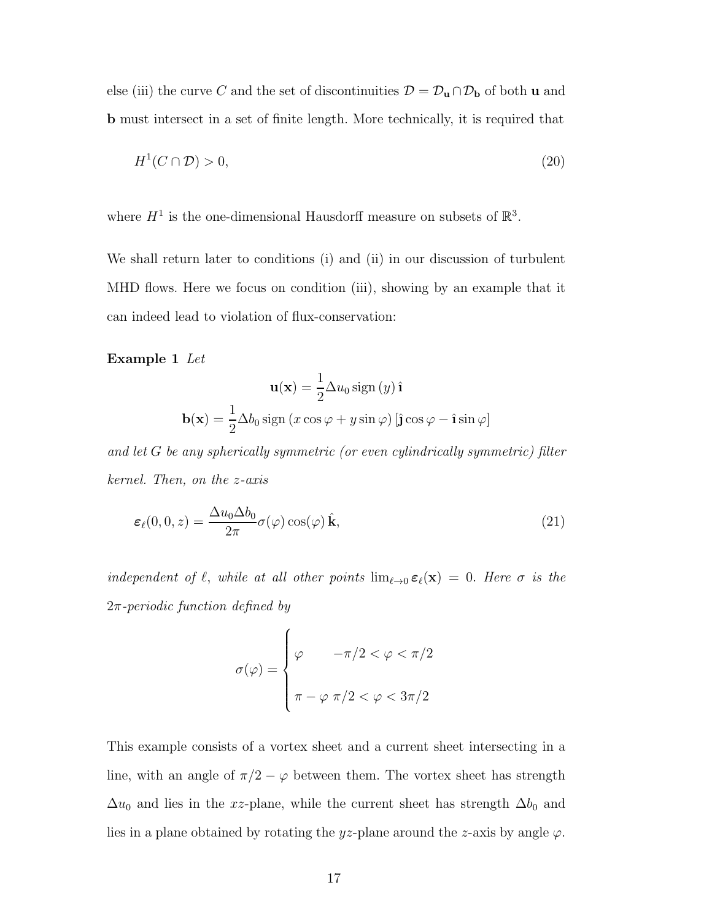else (iii) the curve $C$ and the set of discontinuities $\mathcal{D} = \mathcal{D}_{\mathbf{u}} \cap \mathcal{D}_{\mathbf{b}}$ of both $\mathbf{u}$ and $\mathbf{b}$ must intersect in a set of finite length. More technically, it is required that

$$H^1(C \cap \mathcal{D}) > 0, \tag{20}$$

where $H^1$ is the one-dimensional Hausdorff measure on subsets of $\mathbb{R}^3$.

We shall return later to conditions (i) and (ii) in our discussion of turbulent MHD flows. Here we focus on condition (iii), showing by an example that it can indeed lead to violation of flux-conservation:

**Example 1** *Let*

$$\mathbf{u}(\mathbf{x}) = \frac{1}{2}\Delta u_0 \, \mathrm{sign}\,(y)\,\hat{\mathbf{i}}$$
$$\mathbf{b}(\mathbf{x}) = \frac{1}{2}\Delta b_0 \, \mathrm{sign}\,(x\cos\varphi + y\sin\varphi)\,[\hat{\mathbf{j}}\cos\varphi - \hat{\mathbf{i}}\sin\varphi]$$

*and let $G$ be any spherically symmetric (or even cylindrically symmetric) filter kernel. Then, on the $z$-axis*

$$\boldsymbol{\varepsilon}_\ell(0,0,z) = \frac{\Delta u_0 \Delta b_0}{2\pi}\sigma(\varphi)\cos(\varphi)\,\hat{\mathbf{k}}, \tag{21}$$

*independent of $\ell$, while at all other points $\lim_{\ell\to 0}\boldsymbol{\varepsilon}_\ell(\mathbf{x}) = 0$. Here $\sigma$ is the $2\pi$-periodic function defined by*

$$\sigma(\varphi) = \begin{cases} \varphi & -\pi/2 < \varphi < \pi/2 \\ \pi - \varphi & \pi/2 < \varphi < 3\pi/2 \end{cases}$$

This example consists of a vortex sheet and a current sheet intersecting in a line, with an angle of $\pi/2 - \varphi$ between them. The vortex sheet has strength $\Delta u_0$ and lies in the $xz$-plane, while the current sheet has strength $\Delta b_0$ and lies in a plane obtained by rotating the $yz$-plane around the $z$-axis by angle $\varphi$.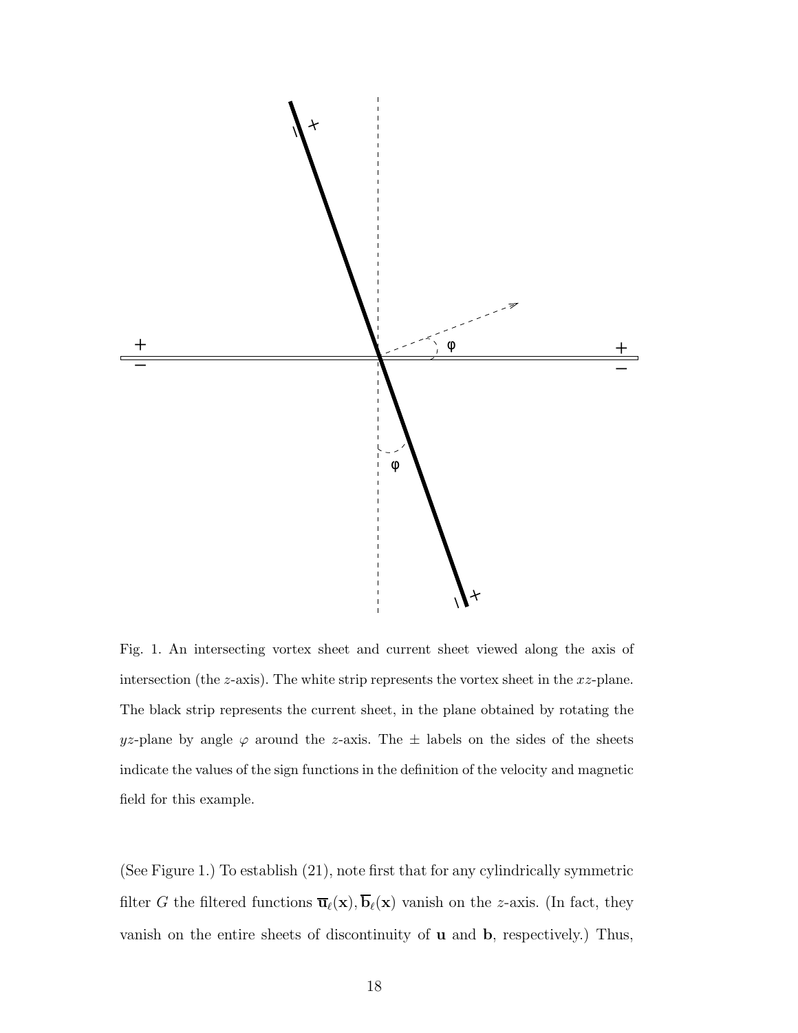Fig. 1. An intersecting vortex sheet and current sheet viewed along the axis of intersection (the $z$-axis). The white strip represents the vortex sheet in the $xz$-plane. The black strip represents the current sheet, in the plane obtained by rotating the $yz$-plane by angle $\varphi$ around the $z$-axis. The $\pm$ labels on the sides of the sheets indicate the values of the sign functions in the definition of the velocity and magnetic field for this example.

(See Figure 1.) To establish (21), note first that for any cylindrically symmetric filter $G$ the filtered functions $\overline{\mathbf{u}}_\ell(\mathbf{x}), \overline{\mathbf{b}}_\ell(\mathbf{x})$ vanish on the $z$-axis. (In fact, they vanish on the entire sheets of discontinuity of $\mathbf{u}$ and $\mathbf{b}$, respectively.) Thus,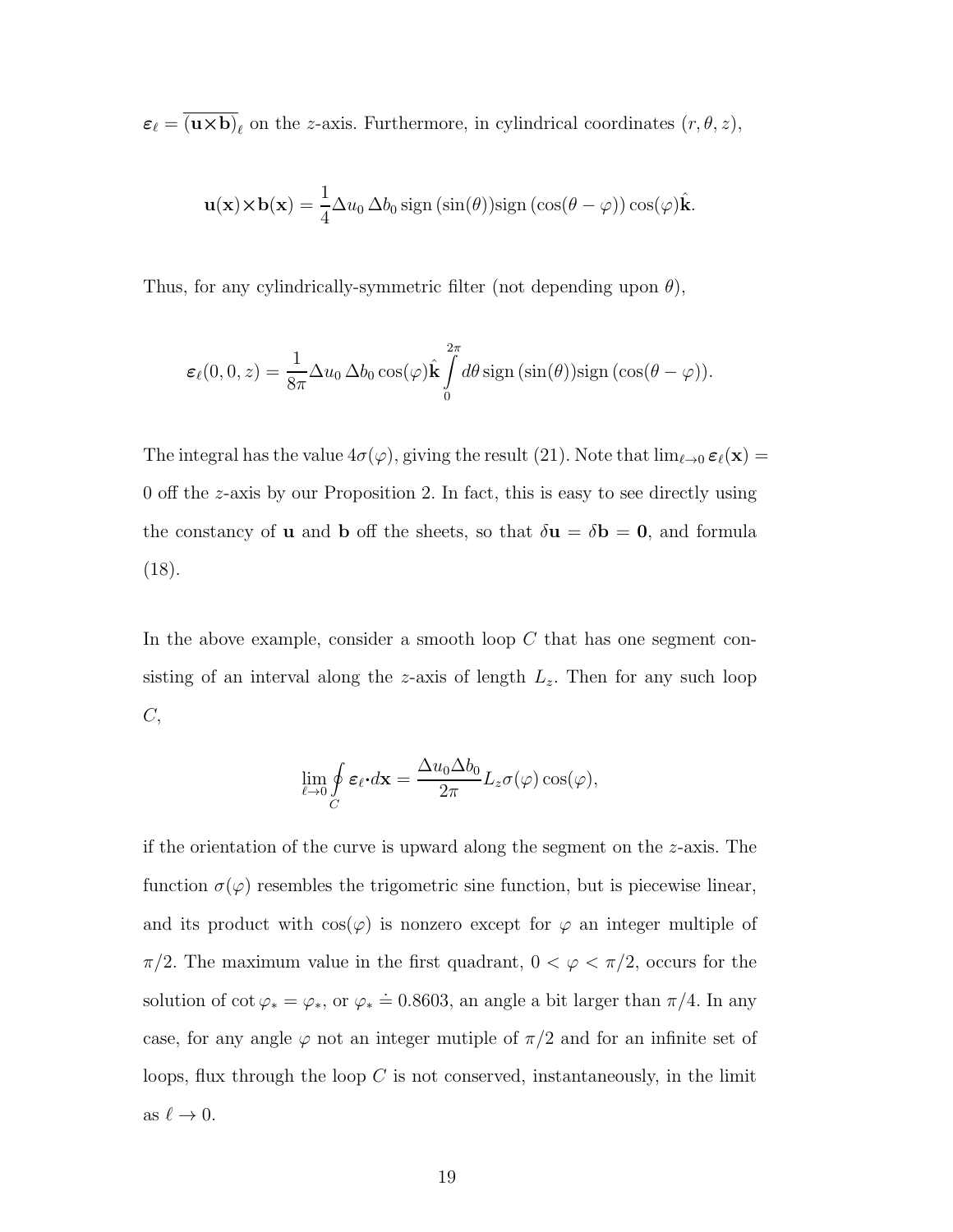$\boldsymbol{\varepsilon}_\ell = \overline{(\mathbf{u}\times\mathbf{b})}_\ell$ on the $z$-axis. Furthermore, in cylindrical coordinates $(r, \theta, z)$,

$$\mathbf{u}(\mathbf{x})\times\mathbf{b}(\mathbf{x}) = \frac{1}{4}\Delta u_0\, \Delta b_0\, \mathrm{sign}\,(\sin(\theta))\mathrm{sign}\,(\cos(\theta-\varphi))\cos(\varphi)\hat{\mathbf{k}}.$$

Thus, for any cylindrically-symmetric filter (not depending upon $\theta$),

$$\boldsymbol{\varepsilon}_\ell(0,0,z) = \frac{1}{8\pi}\Delta u_0\, \Delta b_0 \cos(\varphi)\hat{\mathbf{k}}\int_0^{2\pi} d\theta\, \mathrm{sign}\,(\sin(\theta))\mathrm{sign}\,(\cos(\theta-\varphi)).$$

The integral has the value $4\sigma(\varphi)$, giving the result (21). Note that $\lim_{\ell\to 0}\boldsymbol{\varepsilon}_\ell(\mathbf{x}) = 0$ off the $z$-axis by our Proposition 2. In fact, this is easy to see directly using the constancy of $\mathbf{u}$ and $\mathbf{b}$ off the sheets, so that $\delta\mathbf{u} = \delta\mathbf{b} = \mathbf{0}$, and formula (18).

In the above example, consider a smooth loop $C$ that has one segment consisting of an interval along the $z$-axis of length $L_z$. Then for any such loop $C$,

$$\lim_{\ell\to 0}\oint_C \boldsymbol{\varepsilon}_\ell\boldsymbol{\cdot} d\mathbf{x} = \frac{\Delta u_0 \Delta b_0}{2\pi} L_z \sigma(\varphi)\cos(\varphi),$$

if the orientation of the curve is upward along the segment on the $z$-axis. The function $\sigma(\varphi)$ resembles the trigometric sine function, but is piecewise linear, and its product with $\cos(\varphi)$ is nonzero except for $\varphi$ an integer multiple of $\pi/2$. The maximum value in the first quadrant, $0 < \varphi < \pi/2$, occurs for the solution of $\cot\varphi_* = \varphi_*$, or $\varphi_* \doteq 0.8603$, an angle a bit larger than $\pi/4$. In any case, for any angle $\varphi$ not an integer mutiple of $\pi/2$ and for an infinite set of loops, flux through the loop $C$ is not conserved, instantaneously, in the limit as $\ell \to 0$.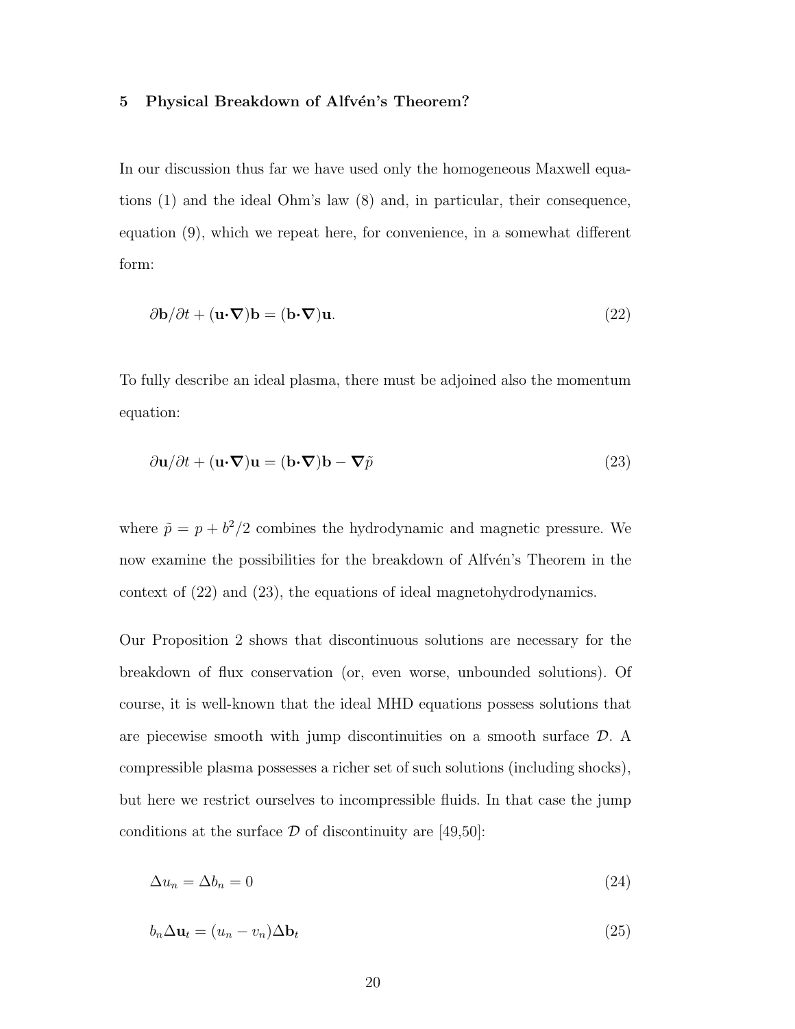## 5 Physical Breakdown of Alfvén's Theorem?

In our discussion thus far we have used only the homogeneous Maxwell equations (1) and the ideal Ohm's law (8) and, in particular, their consequence, equation (9), which we repeat here, for convenience, in a somewhat different form:

$$\partial \mathbf{b}/\partial t + (\mathbf{u}\boldsymbol{\cdot}\boldsymbol{\nabla})\mathbf{b} = (\mathbf{b}\boldsymbol{\cdot}\boldsymbol{\nabla})\mathbf{u}. \tag{22}$$

To fully describe an ideal plasma, there must be adjoined also the momentum equation:

$$\partial \mathbf{u}/\partial t + (\mathbf{u}\boldsymbol{\cdot}\boldsymbol{\nabla})\mathbf{u} = (\mathbf{b}\boldsymbol{\cdot}\boldsymbol{\nabla})\mathbf{b} - \boldsymbol{\nabla}\tilde{p} \tag{23}$$

where $\tilde{p} = p + b^2/2$ combines the hydrodynamic and magnetic pressure. We now examine the possibilities for the breakdown of Alfvén's Theorem in the context of (22) and (23), the equations of ideal magnetohydrodynamics.

Our Proposition 2 shows that discontinuous solutions are necessary for the breakdown of flux conservation (or, even worse, unbounded solutions). Of course, it is well-known that the ideal MHD equations possess solutions that are piecewise smooth with jump discontinuities on a smooth surface $\mathcal{D}$. A compressible plasma possesses a richer set of such solutions (including shocks), but here we restrict ourselves to incompressible fluids. In that case the jump conditions at the surface $\mathcal{D}$ of discontinuity are [49,50]:

$$\Delta u_n = \Delta b_n = 0 \tag{24}$$

$$b_n \Delta \mathbf{u}_t = (u_n - v_n)\Delta \mathbf{b}_t \tag{25}$$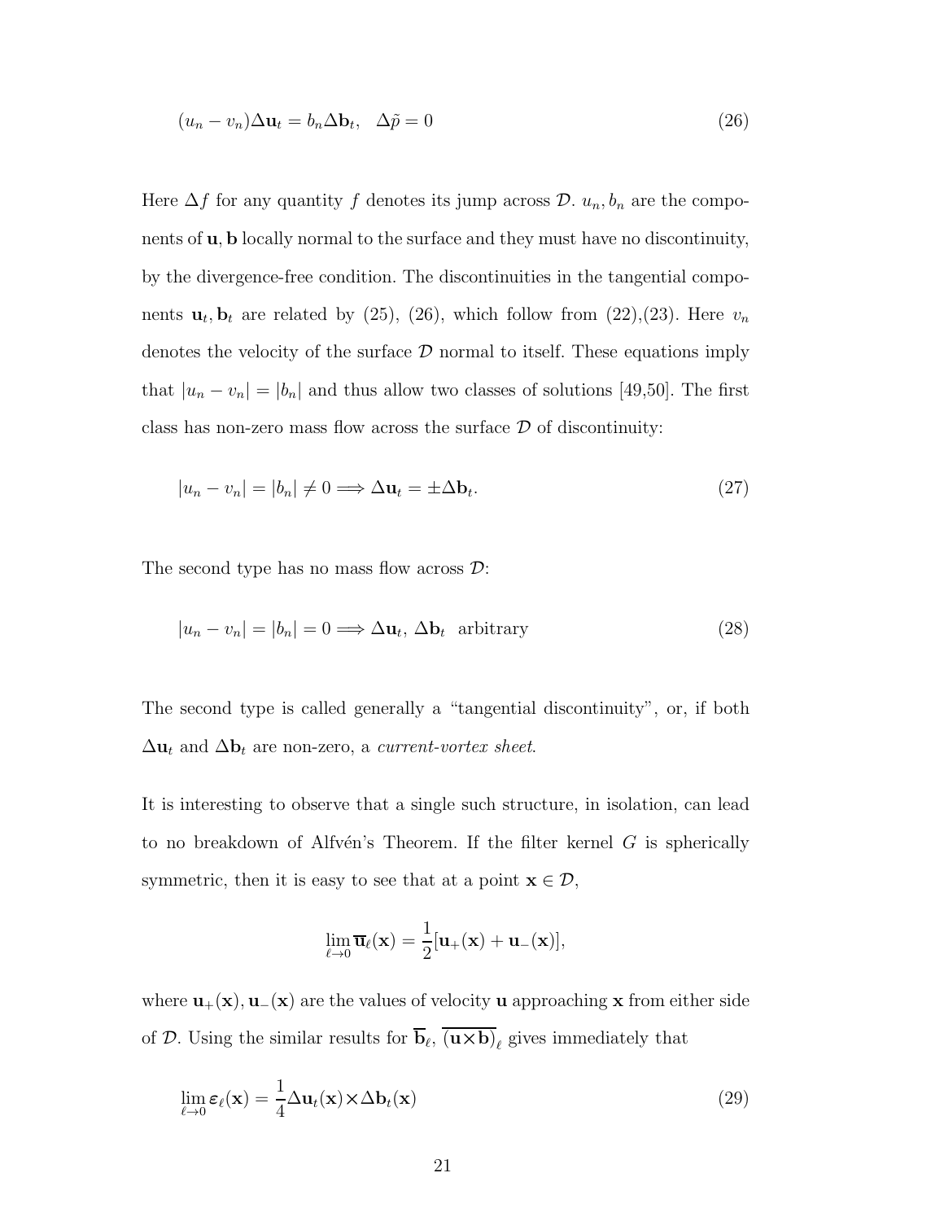$$(u_n - v_n)\Delta \mathbf{u}_t = b_n \Delta \mathbf{b}_t, \quad \Delta \tilde{p} = 0 \tag{26}$$

Here $\Delta f$ for any quantity $f$ denotes its jump across $\mathcal{D}$. $u_n, b_n$ are the components of $\mathbf{u}, \mathbf{b}$ locally normal to the surface and they must have no discontinuity, by the divergence-free condition. The discontinuities in the tangential components $\mathbf{u}_t, \mathbf{b}_t$ are related by (25), (26), which follow from (22),(23). Here $v_n$ denotes the velocity of the surface $\mathcal{D}$ normal to itself. These equations imply that $|u_n - v_n| = |b_n|$ and thus allow two classes of solutions [49,50]. The first class has non-zero mass flow across the surface $\mathcal{D}$ of discontinuity:

$$|u_n - v_n| = |b_n| \neq 0 \Longrightarrow \Delta \mathbf{u}_t = \pm \Delta \mathbf{b}_t. \tag{27}$$

The second type has no mass flow across $\mathcal{D}$:

$$|u_n - v_n| = |b_n| = 0 \Longrightarrow \Delta \mathbf{u}_t,\, \Delta \mathbf{b}_t \ \text{ arbitrary} \tag{28}$$

The second type is called generally a "tangential discontinuity", or, if both $\Delta \mathbf{u}_t$ and $\Delta \mathbf{b}_t$ are non-zero, a *current-vortex sheet*.

It is interesting to observe that a single such structure, in isolation, can lead to no breakdown of Alfvén's Theorem. If the filter kernel $G$ is spherically symmetric, then it is easy to see that at a point $\mathbf{x} \in \mathcal{D}$,

$$\lim_{\ell \to 0} \overline{\mathbf{u}}_\ell(\mathbf{x}) = \frac{1}{2}[\mathbf{u}_+(\mathbf{x}) + \mathbf{u}_-(\mathbf{x})],$$

where $\mathbf{u}_+(\mathbf{x}), \mathbf{u}_-(\mathbf{x})$ are the values of velocity $\mathbf{u}$ approaching $\mathbf{x}$ from either side of $\mathcal{D}$. Using the similar results for $\overline{\mathbf{b}}_\ell$, $\overline{(\mathbf{u}{\times}\mathbf{b})}_\ell$ gives immediately that

$$\lim_{\ell \to 0} \boldsymbol{\varepsilon}_\ell(\mathbf{x}) = \frac{1}{4} \Delta \mathbf{u}_t(\mathbf{x}) {\times} \Delta \mathbf{b}_t(\mathbf{x}) \tag{29}$$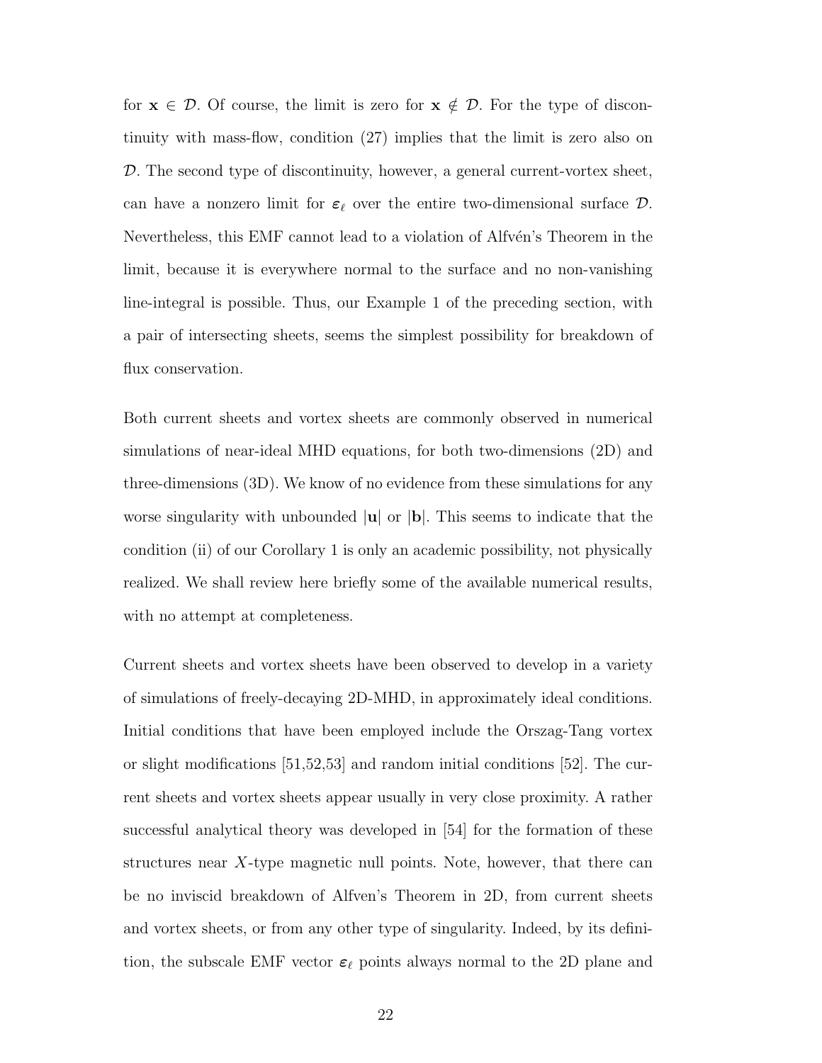for $\mathbf{x} \in \mathcal{D}$. Of course, the limit is zero for $\mathbf{x} \notin \mathcal{D}$. For the type of discontinuity with mass-flow, condition (27) implies that the limit is zero also on $\mathcal{D}$. The second type of discontinuity, however, a general current-vortex sheet, can have a nonzero limit for $\boldsymbol{\varepsilon}_\ell$ over the entire two-dimensional surface $\mathcal{D}$. Nevertheless, this EMF cannot lead to a violation of Alfvén's Theorem in the limit, because it is everywhere normal to the surface and no non-vanishing line-integral is possible. Thus, our Example 1 of the preceding section, with a pair of intersecting sheets, seems the simplest possibility for breakdown of flux conservation.

Both current sheets and vortex sheets are commonly observed in numerical simulations of near-ideal MHD equations, for both two-dimensions (2D) and three-dimensions (3D). We know of no evidence from these simulations for any worse singularity with unbounded $|\mathbf{u}|$ or $|\mathbf{b}|$. This seems to indicate that the condition (ii) of our Corollary 1 is only an academic possibility, not physically realized. We shall review here briefly some of the available numerical results, with no attempt at completeness.

Current sheets and vortex sheets have been observed to develop in a variety of simulations of freely-decaying 2D-MHD, in approximately ideal conditions. Initial conditions that have been employed include the Orszag-Tang vortex or slight modifications [51,52,53] and random initial conditions [52]. The current sheets and vortex sheets appear usually in very close proximity. A rather successful analytical theory was developed in [54] for the formation of these structures near $X$-type magnetic null points. Note, however, that there can be no inviscid breakdown of Alfven's Theorem in 2D, from current sheets and vortex sheets, or from any other type of singularity. Indeed, by its definition, the subscale EMF vector $\boldsymbol{\varepsilon}_\ell$ points always normal to the 2D plane and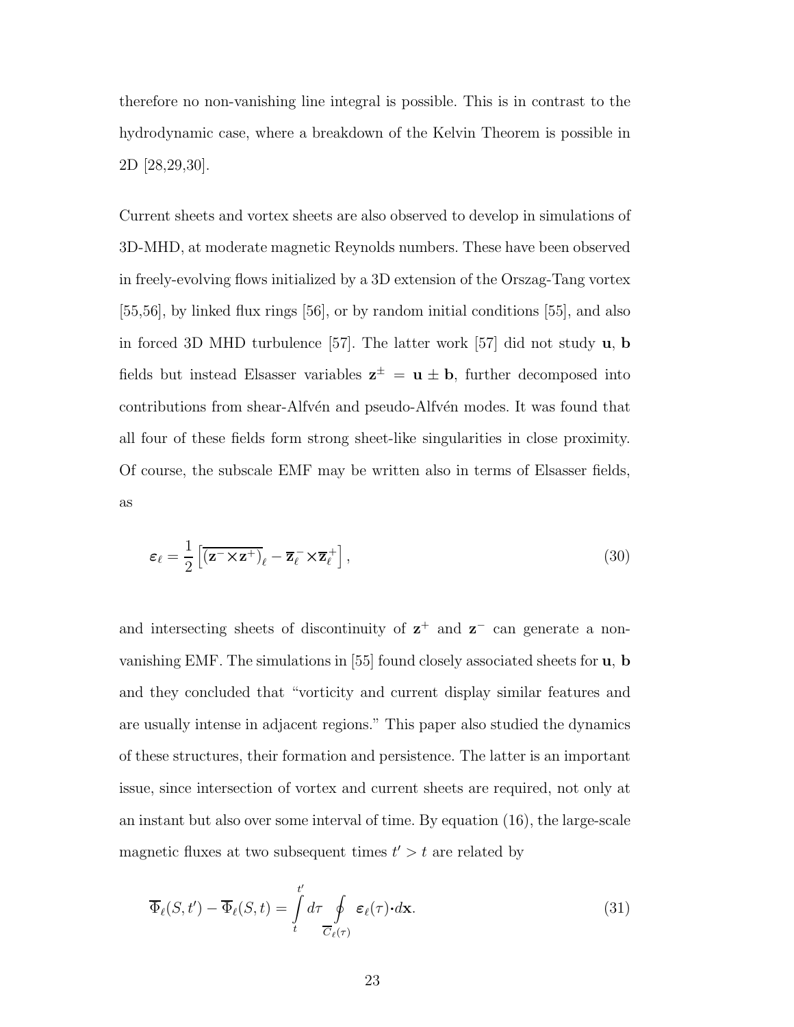therefore no non-vanishing line integral is possible. This is in contrast to the hydrodynamic case, where a breakdown of the Kelvin Theorem is possible in 2D [28,29,30].

Current sheets and vortex sheets are also observed to develop in simulations of 3D-MHD, at moderate magnetic Reynolds numbers. These have been observed in freely-evolving flows initialized by a 3D extension of the Orszag-Tang vortex [55,56], by linked flux rings [56], or by random initial conditions [55], and also in forced 3D MHD turbulence [57]. The latter work [57] did not study $\mathbf{u}$, $\mathbf{b}$ fields but instead Elsasser variables $\mathbf{z}^{\pm} = \mathbf{u} \pm \mathbf{b}$, further decomposed into contributions from shear-Alfvén and pseudo-Alfvén modes. It was found that all four of these fields form strong sheet-like singularities in close proximity. Of course, the subscale EMF may be written also in terms of Elsasser fields, as

$$\boldsymbol{\varepsilon}_\ell = \frac{1}{2}\left[\overline{(\mathbf{z}^{-}\times\mathbf{z}^{+})}_\ell - \overline{\mathbf{z}}_\ell^{-}\times\overline{\mathbf{z}}_\ell^{+}\right], \tag{30}$$

and intersecting sheets of discontinuity of $\mathbf{z}^{+}$ and $\mathbf{z}^{-}$ can generate a non-vanishing EMF. The simulations in [55] found closely associated sheets for $\mathbf{u}$, $\mathbf{b}$ and they concluded that "vorticity and current display similar features and are usually intense in adjacent regions." This paper also studied the dynamics of these structures, their formation and persistence. The latter is an important issue, since intersection of vortex and current sheets are required, not only at an instant but also over some interval of time. By equation (16), the large-scale magnetic fluxes at two subsequent times $t' > t$ are related by

$$\overline{\Phi}_\ell(S,t') - \overline{\Phi}_\ell(S,t) = \int_t^{t'} d\tau \oint_{\overline{C}_\ell(\tau)} \boldsymbol{\varepsilon}_\ell(\tau)\cdot d\mathbf{x}. \tag{31}$$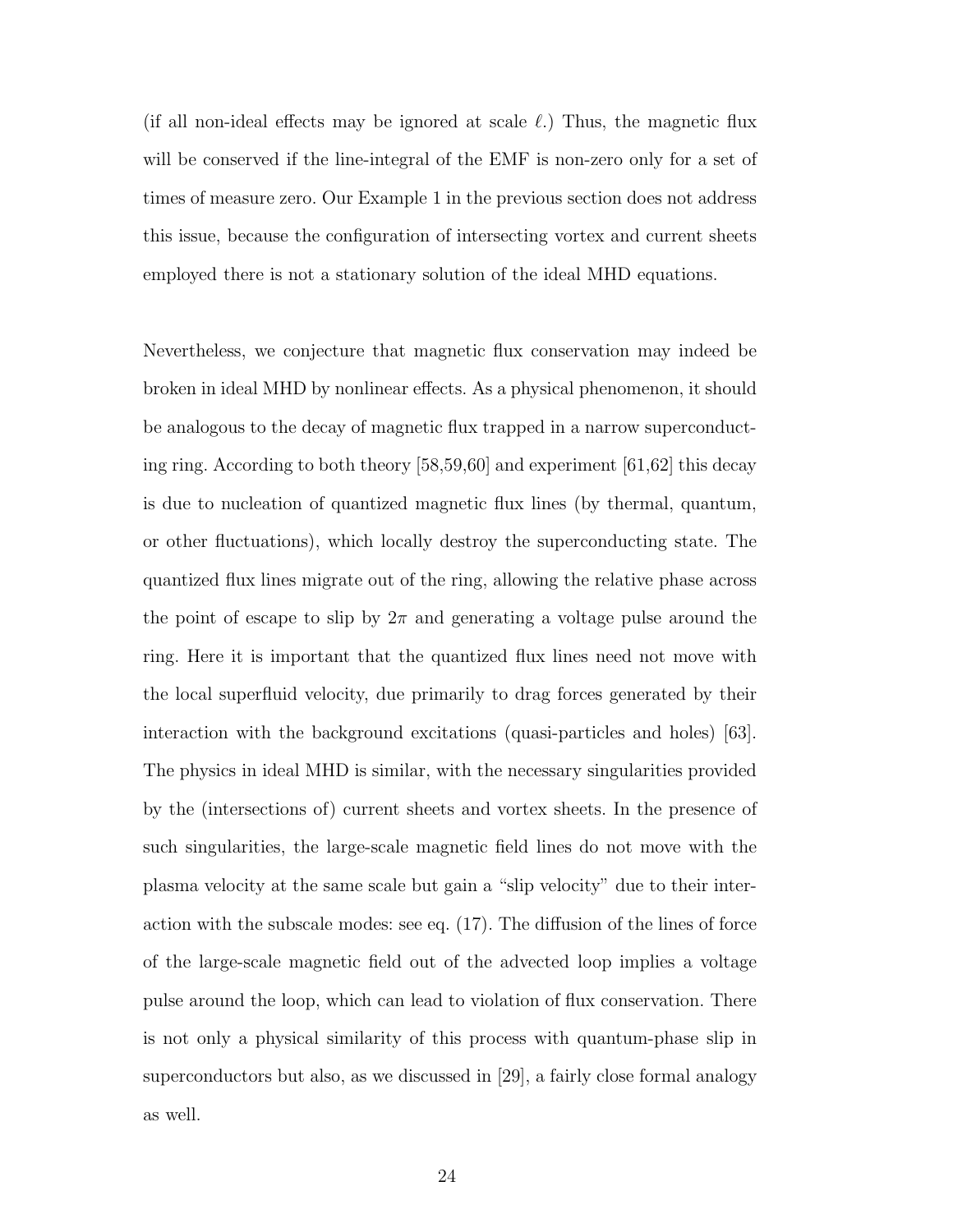(if all non-ideal effects may be ignored at scale $\ell$.) Thus, the magnetic flux will be conserved if the line-integral of the EMF is non-zero only for a set of times of measure zero. Our Example 1 in the previous section does not address this issue, because the configuration of intersecting vortex and current sheets employed there is not a stationary solution of the ideal MHD equations.

Nevertheless, we conjecture that magnetic flux conservation may indeed be broken in ideal MHD by nonlinear effects. As a physical phenomenon, it should be analogous to the decay of magnetic flux trapped in a narrow superconducting ring. According to both theory [58,59,60] and experiment [61,62] this decay is due to nucleation of quantized magnetic flux lines (by thermal, quantum, or other fluctuations), which locally destroy the superconducting state. The quantized flux lines migrate out of the ring, allowing the relative phase across the point of escape to slip by $2\pi$ and generating a voltage pulse around the ring. Here it is important that the quantized flux lines need not move with the local superfluid velocity, due primarily to drag forces generated by their interaction with the background excitations (quasi-particles and holes) [63]. The physics in ideal MHD is similar, with the necessary singularities provided by the (intersections of) current sheets and vortex sheets. In the presence of such singularities, the large-scale magnetic field lines do not move with the plasma velocity at the same scale but gain a "slip velocity" due to their interaction with the subscale modes: see eq. (17). The diffusion of the lines of force of the large-scale magnetic field out of the advected loop implies a voltage pulse around the loop, which can lead to violation of flux conservation. There is not only a physical similarity of this process with quantum-phase slip in superconductors but also, as we discussed in [29], a fairly close formal analogy as well.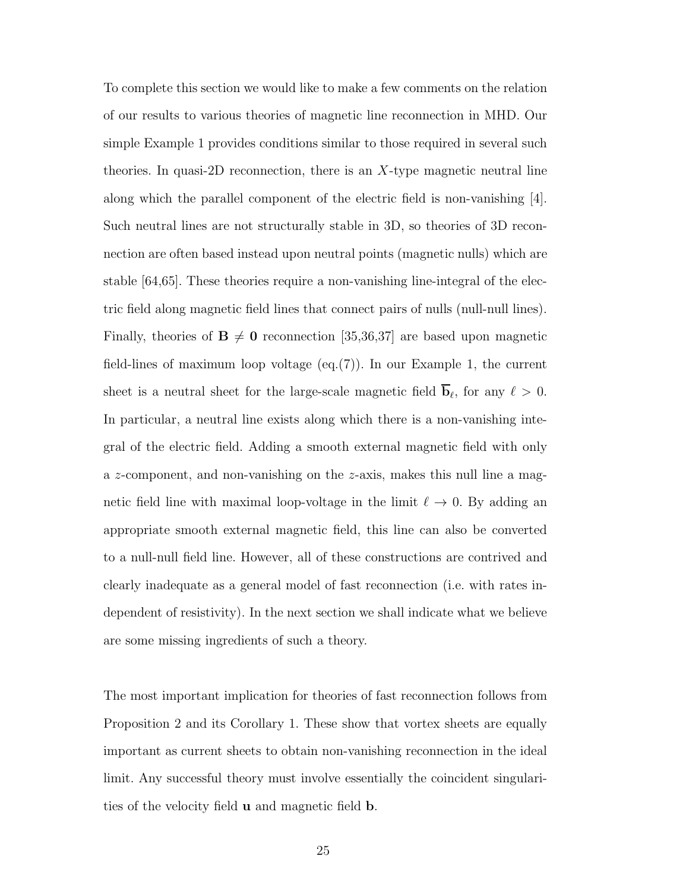To complete this section we would like to make a few comments on the relation of our results to various theories of magnetic line reconnection in MHD. Our simple Example 1 provides conditions similar to those required in several such theories. In quasi-2D reconnection, there is an $X$-type magnetic neutral line along which the parallel component of the electric field is non-vanishing [4]. Such neutral lines are not structurally stable in 3D, so theories of 3D reconnection are often based instead upon neutral points (magnetic nulls) which are stable [64,65]. These theories require a non-vanishing line-integral of the electric field along magnetic field lines that connect pairs of nulls (null-null lines). Finally, theories of $\mathbf{B} \neq \mathbf{0}$ reconnection [35,36,37] are based upon magnetic field-lines of maximum loop voltage (eq.(7)). In our Example 1, the current sheet is a neutral sheet for the large-scale magnetic field $\overline{\mathbf{b}}_\ell$, for any $\ell > 0$. In particular, a neutral line exists along which there is a non-vanishing integral of the electric field. Adding a smooth external magnetic field with only a $z$-component, and non-vanishing on the $z$-axis, makes this null line a magnetic field line with maximal loop-voltage in the limit $\ell \to 0$. By adding an appropriate smooth external magnetic field, this line can also be converted to a null-null field line. However, all of these constructions are contrived and clearly inadequate as a general model of fast reconnection (i.e. with rates independent of resistivity). In the next section we shall indicate what we believe are some missing ingredients of such a theory.

The most important implication for theories of fast reconnection follows from Proposition 2 and its Corollary 1. These show that vortex sheets are equally important as current sheets to obtain non-vanishing reconnection in the ideal limit. Any successful theory must involve essentially the coincident singularities of the velocity field $\mathbf{u}$ and magnetic field $\mathbf{b}$.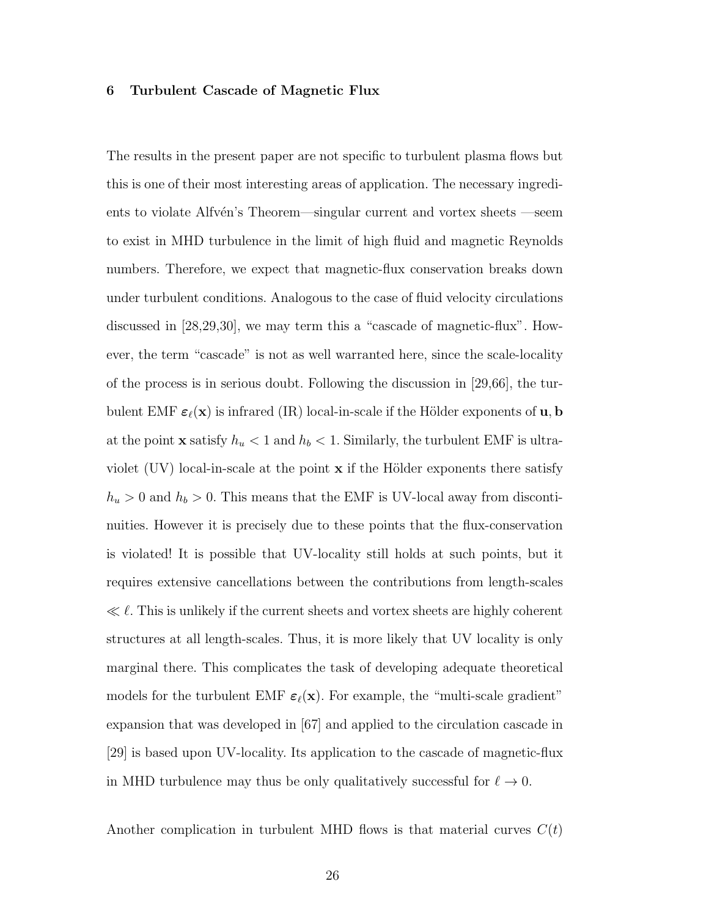## 6 Turbulent Cascade of Magnetic Flux

The results in the present paper are not specific to turbulent plasma flows but this is one of their most interesting areas of application. The necessary ingredients to violate Alfvén's Theorem—singular current and vortex sheets —seem to exist in MHD turbulence in the limit of high fluid and magnetic Reynolds numbers. Therefore, we expect that magnetic-flux conservation breaks down under turbulent conditions. Analogous to the case of fluid velocity circulations discussed in [28,29,30], we may term this a "cascade of magnetic-flux". However, the term "cascade" is not as well warranted here, since the scale-locality of the process is in serious doubt. Following the discussion in [29,66], the turbulent EMF $\boldsymbol{\varepsilon}_\ell(\mathbf{x})$ is infrared (IR) local-in-scale if the Hölder exponents of $\mathbf{u}, \mathbf{b}$ at the point $\mathbf{x}$ satisfy $h_u < 1$ and $h_b < 1$. Similarly, the turbulent EMF is ultraviolet (UV) local-in-scale at the point $\mathbf{x}$ if the Hölder exponents there satisfy $h_u > 0$ and $h_b > 0$. This means that the EMF is UV-local away from discontinuities. However it is precisely due to these points that the flux-conservation is violated! It is possible that UV-locality still holds at such points, but it requires extensive cancellations between the contributions from length-scales $\ll \ell$. This is unlikely if the current sheets and vortex sheets are highly coherent structures at all length-scales. Thus, it is more likely that UV locality is only marginal there. This complicates the task of developing adequate theoretical models for the turbulent EMF $\boldsymbol{\varepsilon}_\ell(\mathbf{x})$. For example, the "multi-scale gradient" expansion that was developed in [67] and applied to the circulation cascade in [29] is based upon UV-locality. Its application to the cascade of magnetic-flux in MHD turbulence may thus be only qualitatively successful for $\ell \to 0$.

Another complication in turbulent MHD flows is that material curves $C(t)$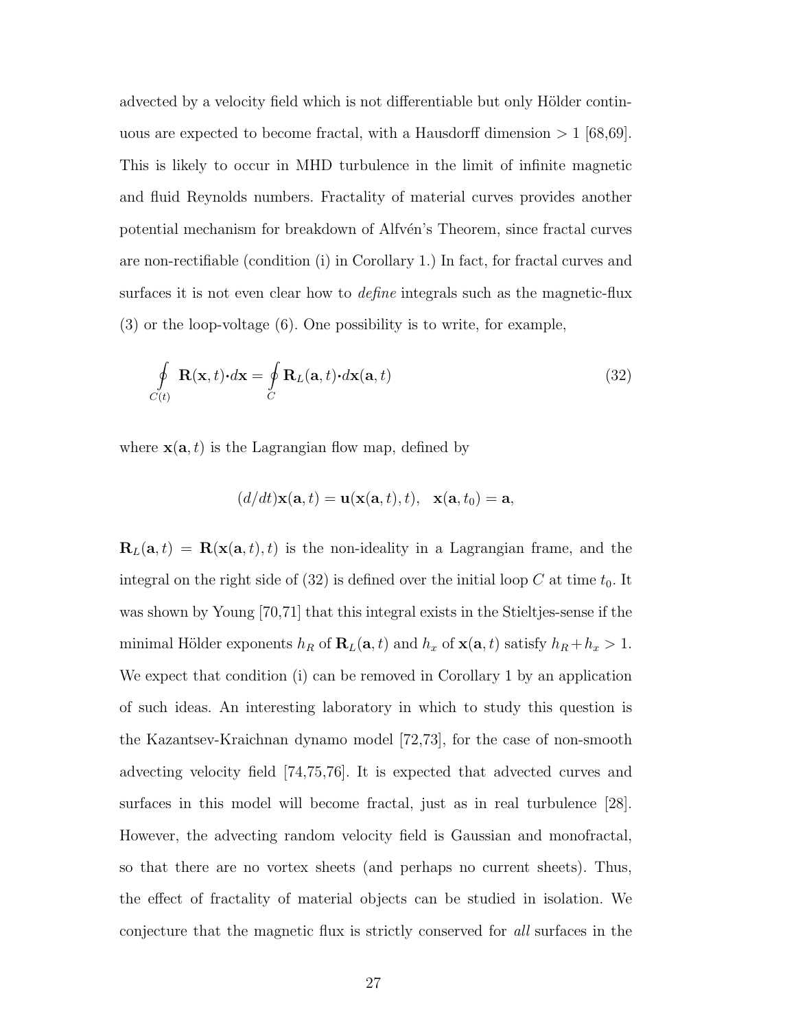advected by a velocity field which is not differentiable but only Hölder continuous are expected to become fractal, with a Hausdorff dimension $> 1$ [68,69]. This is likely to occur in MHD turbulence in the limit of infinite magnetic and fluid Reynolds numbers. Fractality of material curves provides another potential mechanism for breakdown of Alfvén's Theorem, since fractal curves are non-rectifiable (condition (i) in Corollary 1.) In fact, for fractal curves and surfaces it is not even clear how to *define* integrals such as the magnetic-flux (3) or the loop-voltage (6). One possibility is to write, for example,

$$\oint_{C(t)} \mathbf{R}(\mathbf{x},t) \boldsymbol{\cdot} d\mathbf{x} = \oint_{C} \mathbf{R}_L(\mathbf{a},t) \boldsymbol{\cdot} d\mathbf{x}(\mathbf{a},t) \tag{32}$$

where $\mathbf{x}(\mathbf{a},t)$ is the Lagrangian flow map, defined by

$$(d/dt)\mathbf{x}(\mathbf{a},t) = \mathbf{u}(\mathbf{x}(\mathbf{a},t),t), \quad \mathbf{x}(\mathbf{a},t_0) = \mathbf{a},$$

$\mathbf{R}_L(\mathbf{a},t) = \mathbf{R}(\mathbf{x}(\mathbf{a},t),t)$ is the non-ideality in a Lagrangian frame, and the integral on the right side of (32) is defined over the initial loop $C$ at time $t_0$. It was shown by Young [70,71] that this integral exists in the Stieltjes-sense if the minimal Hölder exponents $h_R$ of $\mathbf{R}_L(\mathbf{a},t)$ and $h_x$ of $\mathbf{x}(\mathbf{a},t)$ satisfy $h_R + h_x > 1$. We expect that condition (i) can be removed in Corollary 1 by an application of such ideas. An interesting laboratory in which to study this question is the Kazantsev-Kraichnan dynamo model [72,73], for the case of non-smooth advecting velocity field [74,75,76]. It is expected that advected curves and surfaces in this model will become fractal, just as in real turbulence [28]. However, the advecting random velocity field is Gaussian and monofractal, so that there are no vortex sheets (and perhaps no current sheets). Thus, the effect of fractality of material objects can be studied in isolation. We conjecture that the magnetic flux is strictly conserved for *all* surfaces in the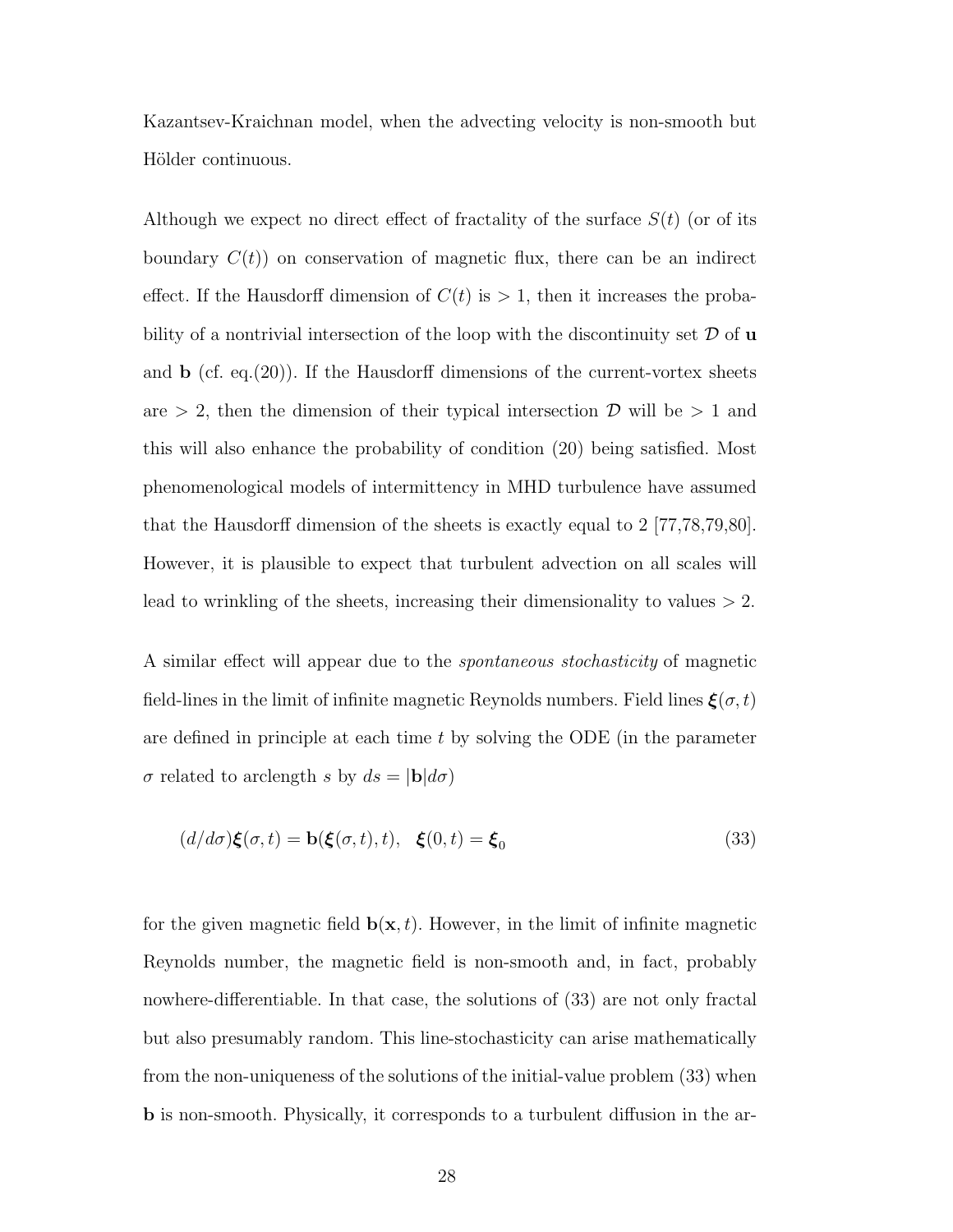Kazantsev-Kraichnan model, when the advecting velocity is non-smooth but Hölder continuous.

Although we expect no direct effect of fractality of the surface $S(t)$ (or of its boundary $C(t)$) on conservation of magnetic flux, there can be an indirect effect. If the Hausdorff dimension of $C(t)$ is $> 1$, then it increases the probability of a nontrivial intersection of the loop with the discontinuity set $\mathcal{D}$ of $\mathbf{u}$ and $\mathbf{b}$ (cf. eq.(20)). If the Hausdorff dimensions of the current-vortex sheets are $> 2$, then the dimension of their typical intersection $\mathcal{D}$ will be $> 1$ and this will also enhance the probability of condition (20) being satisfied. Most phenomenological models of intermittency in MHD turbulence have assumed that the Hausdorff dimension of the sheets is exactly equal to 2 [77,78,79,80]. However, it is plausible to expect that turbulent advection on all scales will lead to wrinkling of the sheets, increasing their dimensionality to values $> 2$.

A similar effect will appear due to the *spontaneous stochasticity* of magnetic field-lines in the limit of infinite magnetic Reynolds numbers. Field lines $\boldsymbol{\xi}(\sigma, t)$ are defined in principle at each time $t$ by solving the ODE (in the parameter $\sigma$ related to arclength $s$ by $ds = |\mathbf{b}|d\sigma$)

$$(d/d\sigma)\boldsymbol{\xi}(\sigma, t) = \mathbf{b}(\boldsymbol{\xi}(\sigma, t), t), \quad \boldsymbol{\xi}(0, t) = \boldsymbol{\xi}_0 \tag{33}$$

for the given magnetic field $\mathbf{b}(\mathbf{x}, t)$. However, in the limit of infinite magnetic Reynolds number, the magnetic field is non-smooth and, in fact, probably nowhere-differentiable. In that case, the solutions of (33) are not only fractal but also presumably random. This line-stochasticity can arise mathematically from the non-uniqueness of the solutions of the initial-value problem (33) when $\mathbf{b}$ is non-smooth. Physically, it corresponds to a turbulent diffusion in the ar-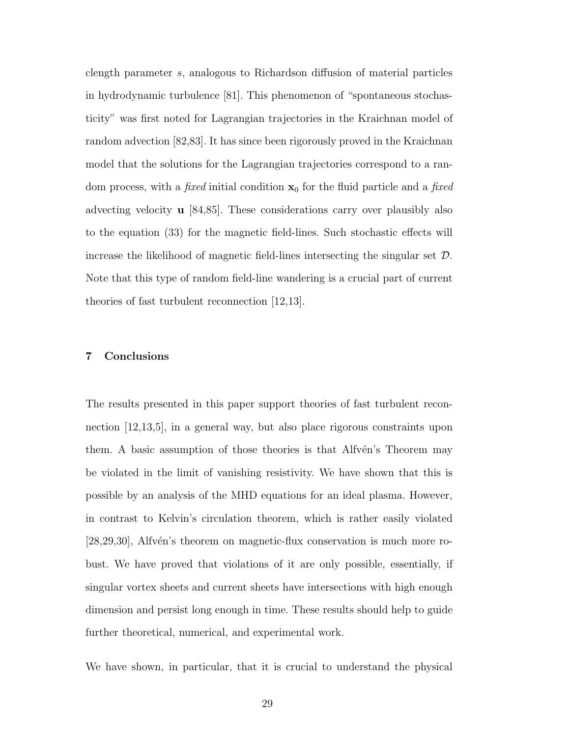clength parameter $s$, analogous to Richardson diffusion of material particles in hydrodynamic turbulence [81]. This phenomenon of "spontaneous stochasticity" was first noted for Lagrangian trajectories in the Kraichnan model of random advection [82,83]. It has since been rigorously proved in the Kraichnan model that the solutions for the Lagrangian trajectories correspond to a random process, with a *fixed* initial condition $\mathbf{x}_0$ for the fluid particle and a *fixed* advecting velocity $\mathbf{u}$ [84,85]. These considerations carry over plausibly also to the equation (33) for the magnetic field-lines. Such stochastic effects will increase the likelihood of magnetic field-lines intersecting the singular set $\mathcal{D}$. Note that this type of random field-line wandering is a crucial part of current theories of fast turbulent reconnection [12,13].

## 7 Conclusions

The results presented in this paper support theories of fast turbulent reconnection [12,13,5], in a general way, but also place rigorous constraints upon them. A basic assumption of those theories is that Alfvén's Theorem may be violated in the limit of vanishing resistivity. We have shown that this is possible by an analysis of the MHD equations for an ideal plasma. However, in contrast to Kelvin's circulation theorem, which is rather easily violated [28,29,30], Alfvén's theorem on magnetic-flux conservation is much more robust. We have proved that violations of it are only possible, essentially, if singular vortex sheets and current sheets have intersections with high enough dimension and persist long enough in time. These results should help to guide further theoretical, numerical, and experimental work.

We have shown, in particular, that it is crucial to understand the physical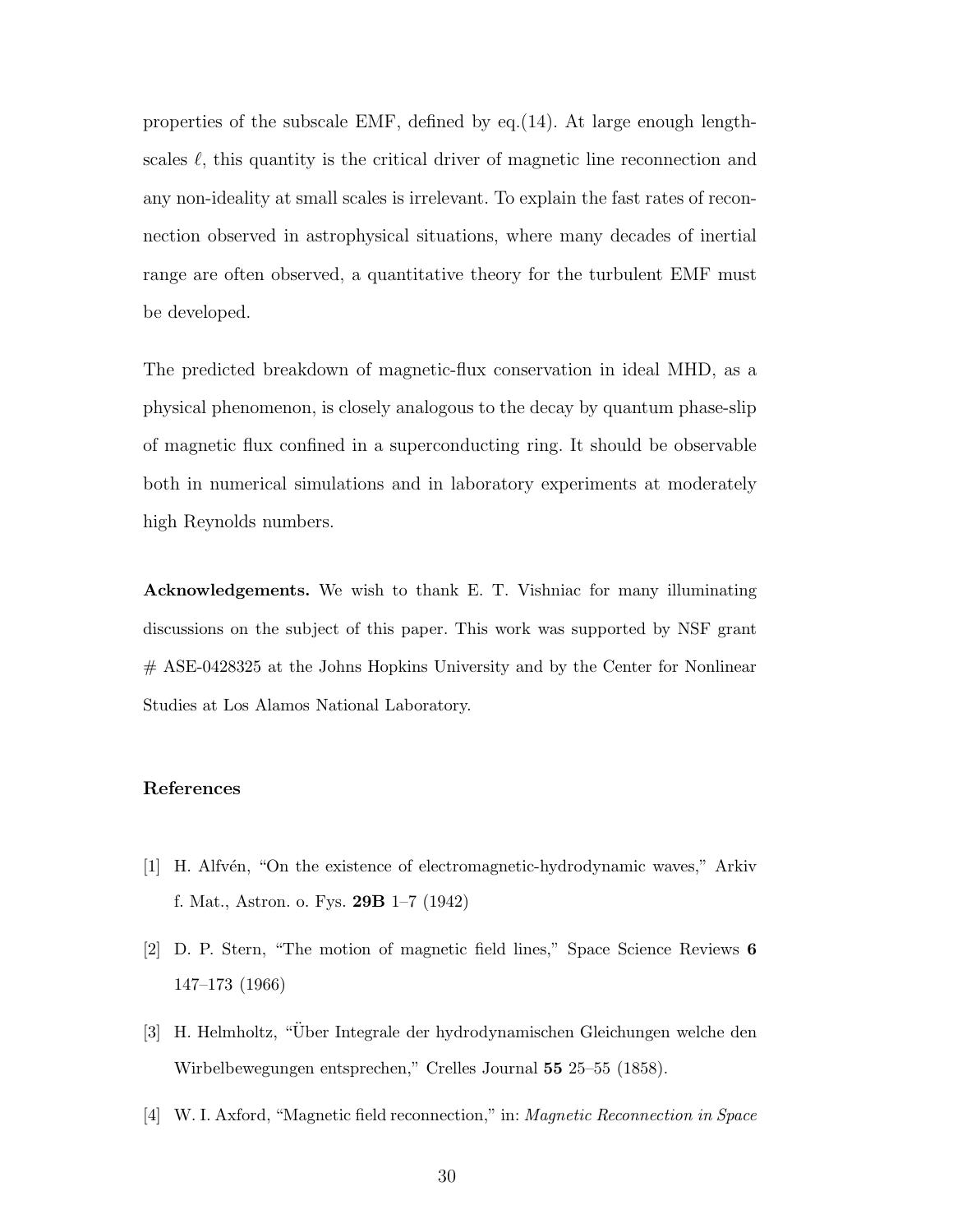properties of the subscale EMF, defined by eq.(14). At large enough length-scales $\ell$, this quantity is the critical driver of magnetic line reconnection and any non-ideality at small scales is irrelevant. To explain the fast rates of reconnection observed in astrophysical situations, where many decades of inertial range are often observed, a quantitative theory for the turbulent EMF must be developed.

The predicted breakdown of magnetic-flux conservation in ideal MHD, as a physical phenomenon, is closely analogous to the decay by quantum phase-slip of magnetic flux confined in a superconducting ring. It should be observable both in numerical simulations and in laboratory experiments at moderately high Reynolds numbers.

**Acknowledgements.** We wish to thank E. T. Vishniac for many illuminating discussions on the subject of this paper. This work was supported by NSF grant # ASE-0428325 at the Johns Hopkins University and by the Center for Nonlinear Studies at Los Alamos National Laboratory.

### References

[1] H. Alfvén, "On the existence of electromagnetic-hydrodynamic waves," Arkiv f. Mat., Astron. o. Fys. **29B** 1–7 (1942)

[2] D. P. Stern, "The motion of magnetic field lines," Space Science Reviews **6** 147–173 (1966)

[3] H. Helmholtz, "Über Integrale der hydrodynamischen Gleichungen welche den Wirbelbewegungen entsprechen," Crelles Journal **55** 25–55 (1858).

[4] W. I. Axford, "Magnetic field reconnection," in: *Magnetic Reconnection in Space*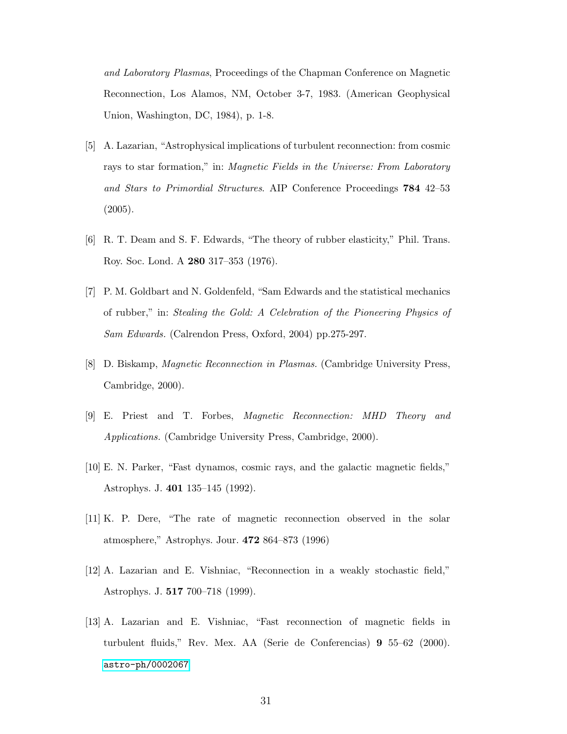*and Laboratory Plasmas*, Proceedings of the Chapman Conference on Magnetic Reconnection, Los Alamos, NM, October 3-7, 1983. (American Geophysical Union, Washington, DC, 1984), p. 1-8.

[5] A. Lazarian, "Astrophysical implications of turbulent reconnection: from cosmic rays to star formation," in: *Magnetic Fields in the Universe: From Laboratory and Stars to Primordial Structures*. AIP Conference Proceedings **784** 42–53 (2005).

[6] R. T. Deam and S. F. Edwards, "The theory of rubber elasticity," Phil. Trans. Roy. Soc. Lond. A **280** 317–353 (1976).

[7] P. M. Goldbart and N. Goldenfeld, "Sam Edwards and the statistical mechanics of rubber," in: *Stealing the Gold: A Celebration of the Pioneering Physics of Sam Edwards.* (Calrendon Press, Oxford, 2004) pp.275-297.

[8] D. Biskamp, *Magnetic Reconnection in Plasmas.* (Cambridge University Press, Cambridge, 2000).

[9] E. Priest and T. Forbes, *Magnetic Reconnection: MHD Theory and Applications.* (Cambridge University Press, Cambridge, 2000).

[10] E. N. Parker, "Fast dynamos, cosmic rays, and the galactic magnetic fields," Astrophys. J. **401** 135–145 (1992).

[11] K. P. Dere, "The rate of magnetic reconnection observed in the solar atmosphere," Astrophys. Jour. **472** 864–873 (1996)

[12] A. Lazarian and E. Vishniac, "Reconnection in a weakly stochastic field," Astrophys. J. **517** 700–718 (1999).

[13] A. Lazarian and E. Vishniac, "Fast reconnection of magnetic fields in turbulent fluids," Rev. Mex. AA (Serie de Conferencias) **9** 55–62 (2000). astro-ph/0002067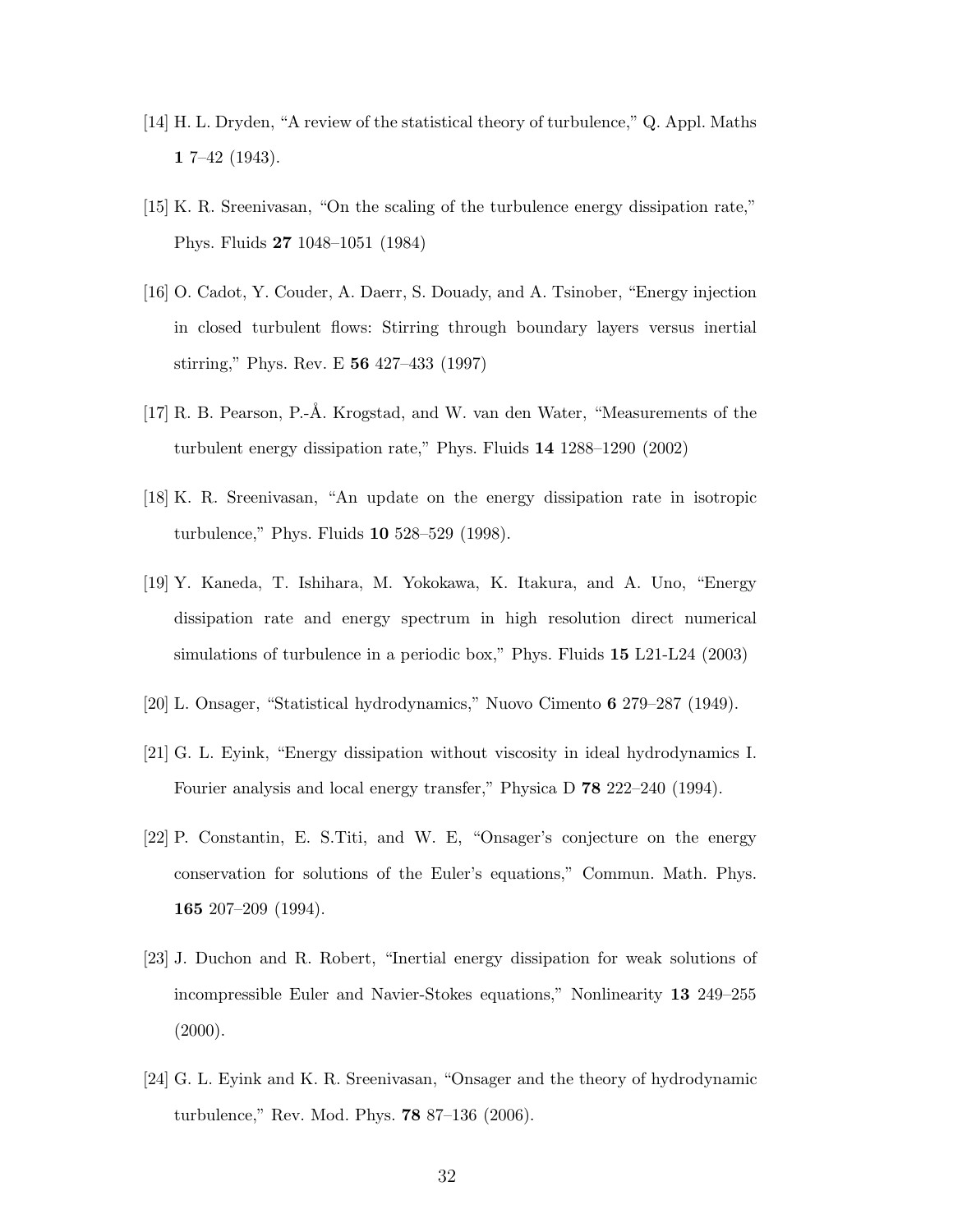[14] H. L. Dryden, "A review of the statistical theory of turbulence," Q. Appl. Maths **1** 7–42 (1943).

[15] K. R. Sreenivasan, "On the scaling of the turbulence energy dissipation rate," Phys. Fluids **27** 1048–1051 (1984)

[16] O. Cadot, Y. Couder, A. Daerr, S. Douady, and A. Tsinober, "Energy injection in closed turbulent flows: Stirring through boundary layers versus inertial stirring," Phys. Rev. E **56** 427–433 (1997)

[17] R. B. Pearson, P.-Å. Krogstad, and W. van den Water, "Measurements of the turbulent energy dissipation rate," Phys. Fluids **14** 1288–1290 (2002)

[18] K. R. Sreenivasan, "An update on the energy dissipation rate in isotropic turbulence," Phys. Fluids **10** 528–529 (1998).

[19] Y. Kaneda, T. Ishihara, M. Yokokawa, K. Itakura, and A. Uno, "Energy dissipation rate and energy spectrum in high resolution direct numerical simulations of turbulence in a periodic box," Phys. Fluids **15** L21-L24 (2003)

[20] L. Onsager, "Statistical hydrodynamics," Nuovo Cimento **6** 279–287 (1949).

[21] G. L. Eyink, "Energy dissipation without viscosity in ideal hydrodynamics I. Fourier analysis and local energy transfer," Physica D **78** 222–240 (1994).

[22] P. Constantin, E. S.Titi, and W. E, "Onsager's conjecture on the energy conservation for solutions of the Euler's equations," Commun. Math. Phys. **165** 207–209 (1994).

[23] J. Duchon and R. Robert, "Inertial energy dissipation for weak solutions of incompressible Euler and Navier-Stokes equations," Nonlinearity **13** 249–255 (2000).

[24] G. L. Eyink and K. R. Sreenivasan, "Onsager and the theory of hydrodynamic turbulence," Rev. Mod. Phys. **78** 87–136 (2006).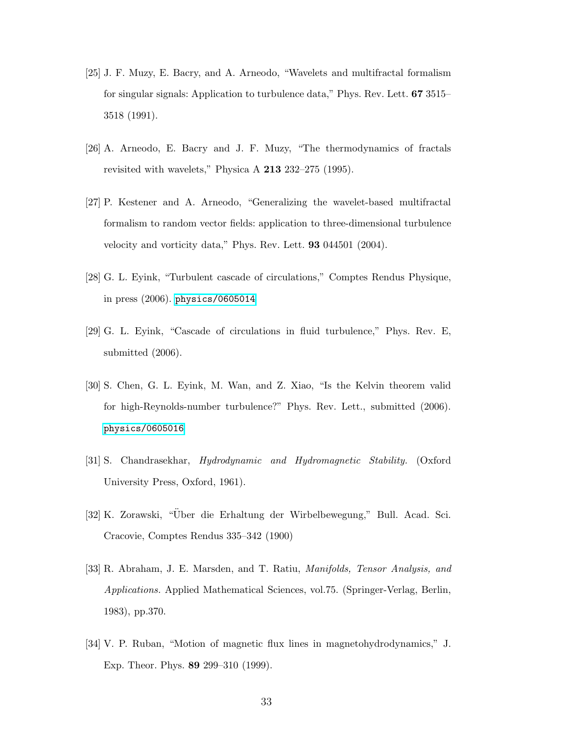[25] J. F. Muzy, E. Bacry, and A. Arneodo, "Wavelets and multifractal formalism for singular signals: Application to turbulence data," Phys. Rev. Lett. **67** 3515–3518 (1991).

[26] A. Arneodo, E. Bacry and J. F. Muzy, "The thermodynamics of fractals revisited with wavelets," Physica A **213** 232–275 (1995).

[27] P. Kestener and A. Arneodo, "Generalizing the wavelet-based multifractal formalism to random vector fields: application to three-dimensional turbulence velocity and vorticity data," Phys. Rev. Lett. **93** 044501 (2004).

[28] G. L. Eyink, "Turbulent cascade of circulations," Comptes Rendus Physique, in press (2006). physics/0605014

[29] G. L. Eyink, "Cascade of circulations in fluid turbulence," Phys. Rev. E, submitted (2006).

[30] S. Chen, G. L. Eyink, M. Wan, and Z. Xiao, "Is the Kelvin theorem valid for high-Reynolds-number turbulence?" Phys. Rev. Lett., submitted (2006). physics/0605016

[31] S. Chandrasekhar, *Hydrodynamic and Hydromagnetic Stability.* (Oxford University Press, Oxford, 1961).

[32] K. Zorawski, "Über die Erhaltung der Wirbelbewegung," Bull. Acad. Sci. Cracovie, Comptes Rendus 335–342 (1900)

[33] R. Abraham, J. E. Marsden, and T. Ratiu, *Manifolds, Tensor Analysis, and Applications.* Applied Mathematical Sciences, vol.75. (Springer-Verlag, Berlin, 1983), pp.370.

[34] V. P. Ruban, "Motion of magnetic flux lines in magnetohydrodynamics," J. Exp. Theor. Phys. **89** 299–310 (1999).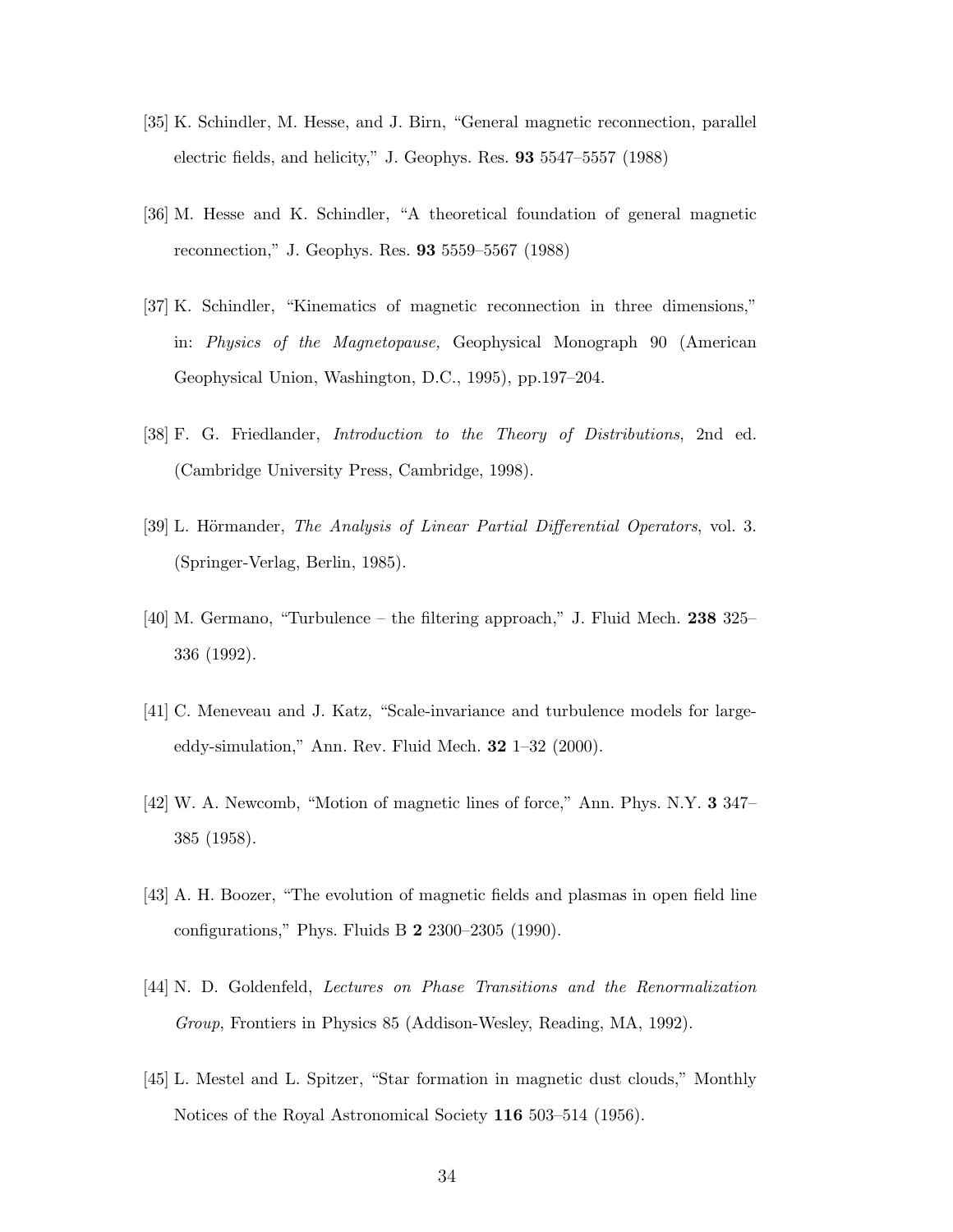[35] K. Schindler, M. Hesse, and J. Birn, "General magnetic reconnection, parallel electric fields, and helicity," J. Geophys. Res. **93** 5547–5557 (1988)

[36] M. Hesse and K. Schindler, "A theoretical foundation of general magnetic reconnection," J. Geophys. Res. **93** 5559–5567 (1988)

[37] K. Schindler, "Kinematics of magnetic reconnection in three dimensions," in: *Physics of the Magnetopause,* Geophysical Monograph 90 (American Geophysical Union, Washington, D.C., 1995), pp.197–204.

[38] F. G. Friedlander, *Introduction to the Theory of Distributions*, 2nd ed. (Cambridge University Press, Cambridge, 1998).

[39] L. Hörmander, *The Analysis of Linear Partial Differential Operators*, vol. 3. (Springer-Verlag, Berlin, 1985).

[40] M. Germano, "Turbulence – the filtering approach," J. Fluid Mech. **238** 325–336 (1992).

[41] C. Meneveau and J. Katz, "Scale-invariance and turbulence models for large-eddy-simulation," Ann. Rev. Fluid Mech. **32** 1–32 (2000).

[42] W. A. Newcomb, "Motion of magnetic lines of force," Ann. Phys. N.Y. **3** 347–385 (1958).

[43] A. H. Boozer, "The evolution of magnetic fields and plasmas in open field line configurations," Phys. Fluids B **2** 2300–2305 (1990).

[44] N. D. Goldenfeld, *Lectures on Phase Transitions and the Renormalization Group*, Frontiers in Physics 85 (Addison-Wesley, Reading, MA, 1992).

[45] L. Mestel and L. Spitzer, "Star formation in magnetic dust clouds," Monthly Notices of the Royal Astronomical Society **116** 503–514 (1956).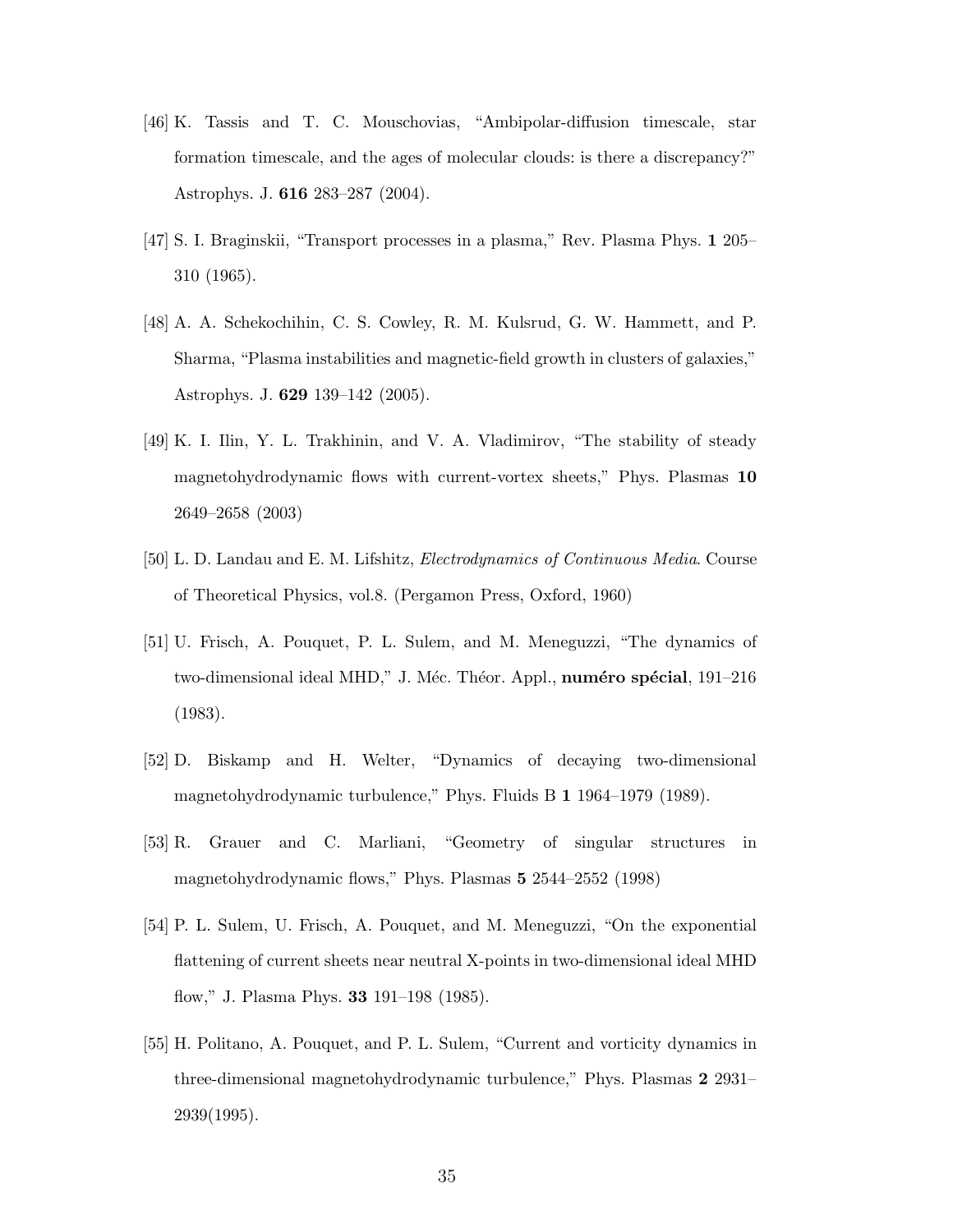[46] K. Tassis and T. C. Mouschovias, "Ambipolar-diffusion timescale, star formation timescale, and the ages of molecular clouds: is there a discrepancy?" Astrophys. J. **616** 283–287 (2004).

[47] S. I. Braginskii, "Transport processes in a plasma," Rev. Plasma Phys. **1** 205–310 (1965).

[48] A. A. Schekochihin, C. S. Cowley, R. M. Kulsrud, G. W. Hammett, and P. Sharma, "Plasma instabilities and magnetic-field growth in clusters of galaxies," Astrophys. J. **629** 139–142 (2005).

[49] K. I. Ilin, Y. L. Trakhinin, and V. A. Vladimirov, "The stability of steady magnetohydrodynamic flows with current-vortex sheets," Phys. Plasmas **10** 2649–2658 (2003)

[50] L. D. Landau and E. M. Lifshitz, *Electrodynamics of Continuous Media*. Course of Theoretical Physics, vol.8. (Pergamon Press, Oxford, 1960)

[51] U. Frisch, A. Pouquet, P. L. Sulem, and M. Meneguzzi, "The dynamics of two-dimensional ideal MHD," J. Méc. Théor. Appl., **numéro spécial**, 191–216 (1983).

[52] D. Biskamp and H. Welter, "Dynamics of decaying two-dimensional magnetohydrodynamic turbulence," Phys. Fluids B **1** 1964–1979 (1989).

[53] R. Grauer and C. Marliani, "Geometry of singular structures in magnetohydrodynamic flows," Phys. Plasmas **5** 2544–2552 (1998)

[54] P. L. Sulem, U. Frisch, A. Pouquet, and M. Meneguzzi, "On the exponential flattening of current sheets near neutral X-points in two-dimensional ideal MHD flow," J. Plasma Phys. **33** 191–198 (1985).

[55] H. Politano, A. Pouquet, and P. L. Sulem, "Current and vorticity dynamics in three-dimensional magnetohydrodynamic turbulence," Phys. Plasmas **2** 2931–2939(1995).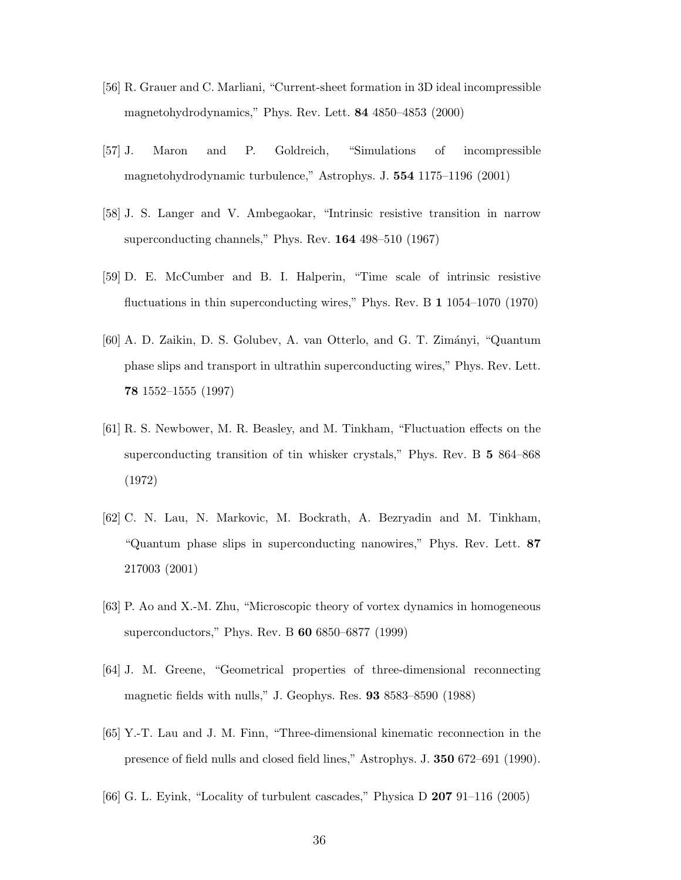[56] R. Grauer and C. Marliani, "Current-sheet formation in 3D ideal incompressible magnetohydrodynamics," Phys. Rev. Lett. **84** 4850–4853 (2000)

[57] J. Maron and P. Goldreich, "Simulations of incompressible magnetohydrodynamic turbulence," Astrophys. J. **554** 1175–1196 (2001)

[58] J. S. Langer and V. Ambegaokar, "Intrinsic resistive transition in narrow superconducting channels," Phys. Rev. **164** 498–510 (1967)

[59] D. E. McCumber and B. I. Halperin, "Time scale of intrinsic resistive fluctuations in thin superconducting wires," Phys. Rev. B **1** 1054–1070 (1970)

[60] A. D. Zaikin, D. S. Golubev, A. van Otterlo, and G. T. Zimányi, "Quantum phase slips and transport in ultrathin superconducting wires," Phys. Rev. Lett. **78** 1552–1555 (1997)

[61] R. S. Newbower, M. R. Beasley, and M. Tinkham, "Fluctuation effects on the superconducting transition of tin whisker crystals," Phys. Rev. B **5** 864–868 (1972)

[62] C. N. Lau, N. Markovic, M. Bockrath, A. Bezryadin and M. Tinkham, "Quantum phase slips in superconducting nanowires," Phys. Rev. Lett. **87** 217003 (2001)

[63] P. Ao and X.-M. Zhu, "Microscopic theory of vortex dynamics in homogeneous superconductors," Phys. Rev. B **60** 6850–6877 (1999)

[64] J. M. Greene, "Geometrical properties of three-dimensional reconnecting magnetic fields with nulls," J. Geophys. Res. **93** 8583–8590 (1988)

[65] Y.-T. Lau and J. M. Finn, "Three-dimensional kinematic reconnection in the presence of field nulls and closed field lines," Astrophys. J. **350** 672–691 (1990).

[66] G. L. Eyink, "Locality of turbulent cascades," Physica D **207** 91–116 (2005)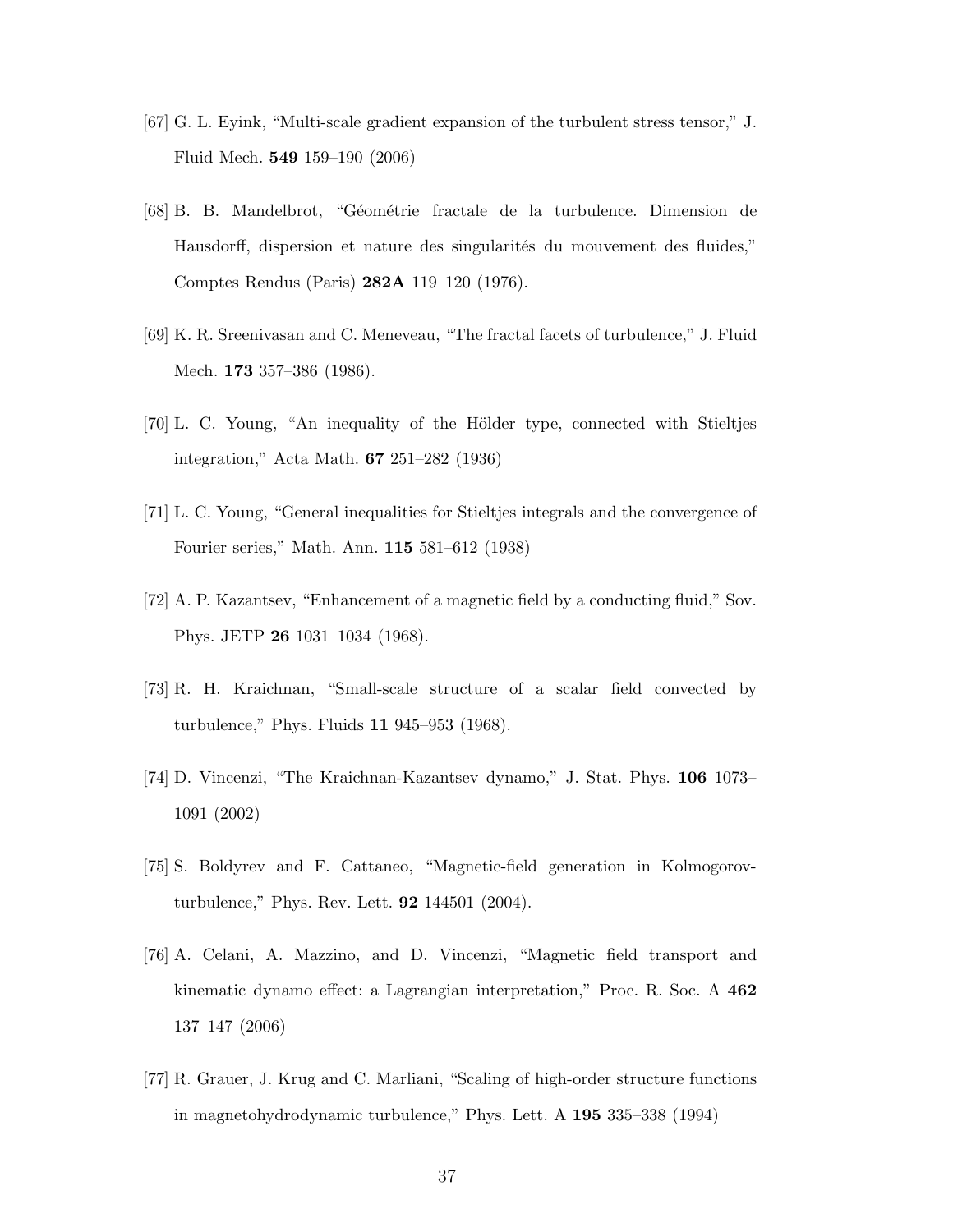[67] G. L. Eyink, “Multi-scale gradient expansion of the turbulent stress tensor,” J. Fluid Mech. **549** 159–190 (2006)

[68] B. B. Mandelbrot, “Géométrie fractale de la turbulence. Dimension de Hausdorff, dispersion et nature des singularités du mouvement des fluides,” Comptes Rendus (Paris) **282A** 119–120 (1976).

[69] K. R. Sreenivasan and C. Meneveau, “The fractal facets of turbulence,” J. Fluid Mech. **173** 357–386 (1986).

[70] L. C. Young, “An inequality of the Hölder type, connected with Stieltjes integration,” Acta Math. **67** 251–282 (1936)

[71] L. C. Young, “General inequalities for Stieltjes integrals and the convergence of Fourier series,” Math. Ann. **115** 581–612 (1938)

[72] A. P. Kazantsev, “Enhancement of a magnetic field by a conducting fluid,” Sov. Phys. JETP **26** 1031–1034 (1968).

[73] R. H. Kraichnan, “Small-scale structure of a scalar field convected by turbulence,” Phys. Fluids **11** 945–953 (1968).

[74] D. Vincenzi, “The Kraichnan-Kazantsev dynamo,” J. Stat. Phys. **106** 1073–1091 (2002)

[75] S. Boldyrev and F. Cattaneo, “Magnetic-field generation in Kolmogorov-turbulence,” Phys. Rev. Lett. **92** 144501 (2004).

[76] A. Celani, A. Mazzino, and D. Vincenzi, “Magnetic field transport and kinematic dynamo effect: a Lagrangian interpretation,” Proc. R. Soc. A **462** 137–147 (2006)

[77] R. Grauer, J. Krug and C. Marliani, “Scaling of high-order structure functions in magnetohydrodynamic turbulence,” Phys. Lett. A **195** 335–338 (1994)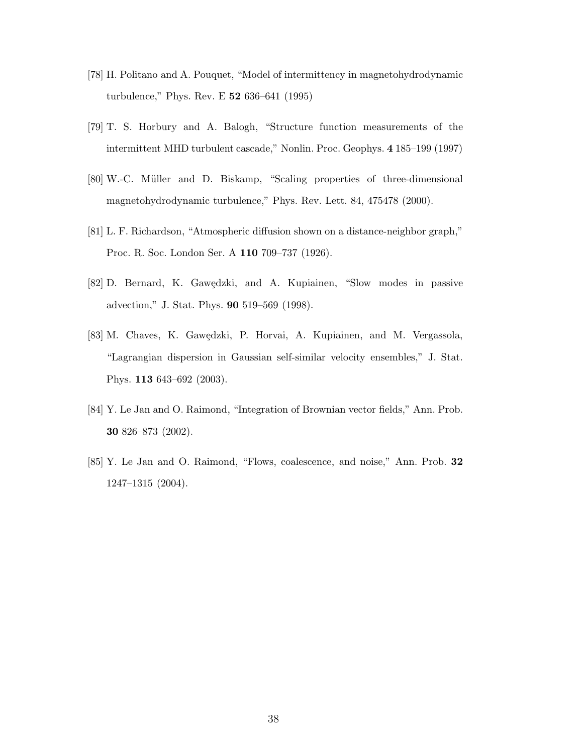[78] H. Politano and A. Pouquet, "Model of intermittency in magnetohydrodynamic turbulence," Phys. Rev. E **52** 636–641 (1995)

[79] T. S. Horbury and A. Balogh, "Structure function measurements of the intermittent MHD turbulent cascade," Nonlin. Proc. Geophys. **4** 185–199 (1997)

[80] W.-C. Müller and D. Biskamp, "Scaling properties of three-dimensional magnetohydrodynamic turbulence," Phys. Rev. Lett. 84, 475478 (2000).

[81] L. F. Richardson, "Atmospheric diffusion shown on a distance-neighbor graph," Proc. R. Soc. London Ser. A **110** 709–737 (1926).

[82] D. Bernard, K. Gawędzki, and A. Kupiainen, "Slow modes in passive advection," J. Stat. Phys. **90** 519–569 (1998).

[83] M. Chaves, K. Gawędzki, P. Horvai, A. Kupiainen, and M. Vergassola, "Lagrangian dispersion in Gaussian self-similar velocity ensembles," J. Stat. Phys. **113** 643–692 (2003).

[84] Y. Le Jan and O. Raimond, "Integration of Brownian vector fields," Ann. Prob. **30** 826–873 (2002).

[85] Y. Le Jan and O. Raimond, "Flows, coalescence, and noise," Ann. Prob. **32** 1247–1315 (2004).